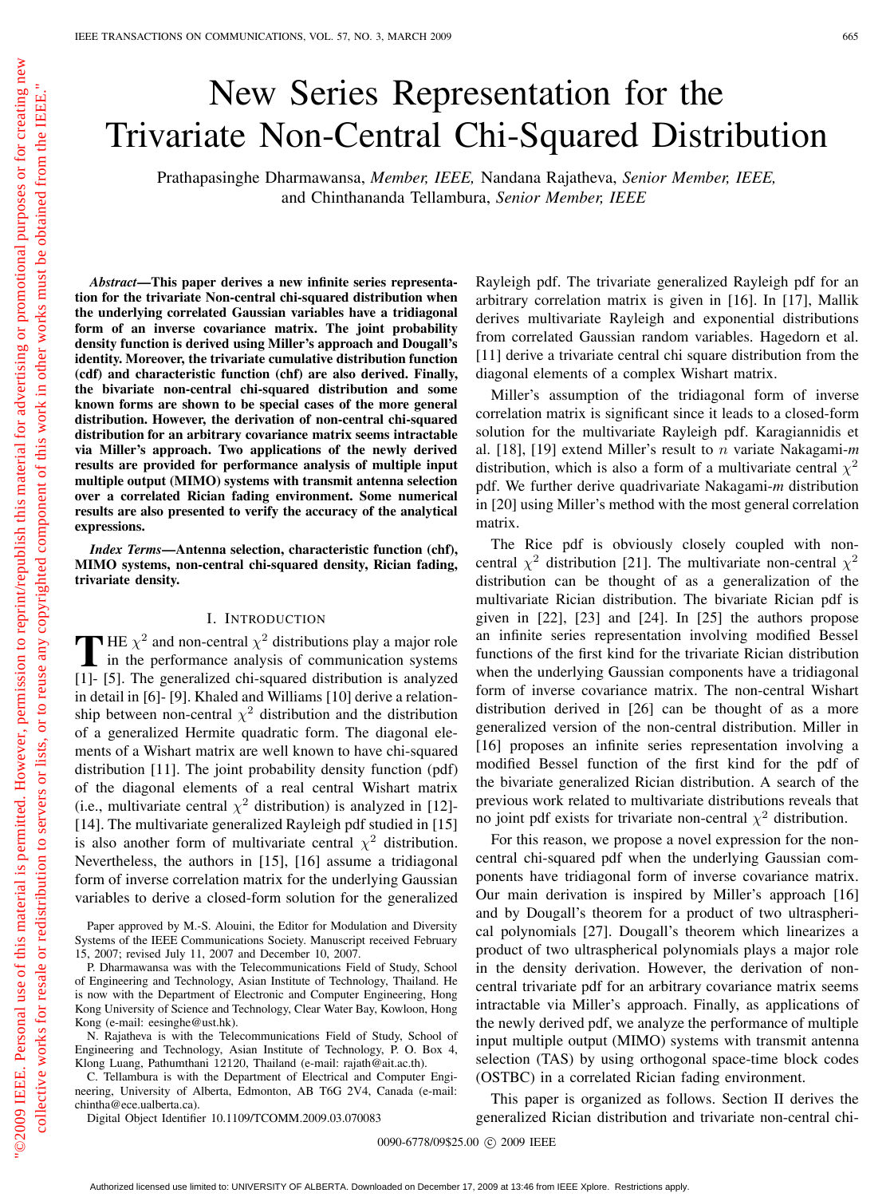# New Series Representation for the Trivariate Non-Central Chi-Squared Distribution

Prathapasinghe Dharmawansa, *Member, IEEE,* Nandana Rajatheva, *Senior Member, IEEE,* and Chinthananda Tellambura, *Senior Member, IEEE*

***Abstract*—This paper derives a new infinite series representation for the trivariate Non-central chi-squared distribution when the underlying correlated Gaussian variables have a tridiagonal form of an inverse covariance matrix. The joint probability density function is derived using Miller's approach and Dougall's identity. Moreover, the trivariate cumulative distribution function (cdf) and characteristic function (chf) are also derived. Finally, the bivariate non-central chi-squared distribution and some known forms are shown to be special cases of the more general distribution. However, the derivation of non-central chi-squared distribution for an arbitrary covariance matrix seems intractable via Miller's approach. Two applications of the newly derived results are provided for performance analysis of multiple input multiple output (MIMO) systems with transmit antenna selection over a correlated Rician fading environment. Some numerical results are also presented to verify the accuracy of the analytical expressions.**

***Index Terms*—Antenna selection, characteristic function (chf), MIMO systems, non-central chi-squared density, Rician fading, trivariate density.**

## I. Introduction

The $\chi^2$ and non-central $\chi^2$ distributions play a major role in the performance analysis of communication systems [1]- [5]. The generalized chi-squared distribution is analyzed in detail in [6]- [9]. Khaled and Williams [10] derive a relationship between non-central $\chi^2$ distribution and the distribution of a generalized Hermite quadratic form. The diagonal elements of a Wishart matrix are well known to have chi-squared distribution [11]. The joint probability density function (pdf) of the diagonal elements of a real central Wishart matrix (i.e., multivariate central $\chi^2$ distribution) is analyzed in [12]-[14]. The multivariate generalized Rayleigh pdf studied in [15] is also another form of multivariate central $\chi^2$ distribution. Nevertheless, the authors in [15], [16] assume a tridiagonal form of inverse correlation matrix for the underlying Gaussian variables to derive a closed-form solution for the generalized Rayleigh pdf. The trivariate generalized Rayleigh pdf for an arbitrary correlation matrix is given in [16]. In [17], Mallik derives multivariate Rayleigh and exponential distributions from correlated Gaussian random variables. Hagedorn et al. [11] derive a trivariate central chi square distribution from the diagonal elements of a complex Wishart matrix.

Miller's assumption of the tridiagonal form of inverse correlation matrix is significant since it leads to a closed-form solution for the multivariate Rayleigh pdf. Karagiannidis et al. [18], [19] extend Miller's result to $n$ variate Nakagami-$m$ distribution, which is also a form of a multivariate central $\chi^2$ pdf. We further derive quadrivariate Nakagami-$m$ distribution in [20] using Miller's method with the most general correlation matrix.

The Rice pdf is obviously closely coupled with non-central $\chi^2$ distribution [21]. The multivariate non-central $\chi^2$ distribution can be thought of as a generalization of the multivariate Rician distribution. The bivariate Rician pdf is given in [22], [23] and [24]. In [25] the authors propose an infinite series representation involving modified Bessel functions of the first kind for the trivariate Rician distribution when the underlying Gaussian components have a tridiagonal form of inverse covariance matrix. The non-central Wishart distribution derived in [26] can be thought of as a more generalized version of the non-central distribution. Miller in [16] proposes an infinite series representation involving a modified Bessel function of the first kind for the pdf of the bivariate generalized Rician distribution. A search of the previous work related to multivariate distributions reveals that no joint pdf exists for trivariate non-central $\chi^2$ distribution.

For this reason, we propose a novel expression for the non-central chi-squared pdf when the underlying Gaussian components have tridiagonal form of inverse covariance matrix. Our main derivation is inspired by Miller's approach [16] and by Dougall's theorem for a product of two ultraspherical polynomials [27]. Dougall's theorem which linearizes a product of two ultraspherical polynomials plays a major role in the density derivation. However, the derivation of non-central trivariate pdf for an arbitrary covariance matrix seems intractable via Miller's approach. Finally, as applications of the newly derived pdf, we analyze the performance of multiple input multiple output (MIMO) systems with transmit antenna selection (TAS) by using orthogonal space-time block codes (OSTBC) in a correlated Rician fading environment.

This paper is organized as follows. Section II derives the generalized Rician distribution and trivariate non-central chi-

Paper approved by M.-S. Alouini, the Editor for Modulation and Diversity Systems of the IEEE Communications Society. Manuscript received February 15, 2007; revised July 11, 2007 and December 10, 2007.

P. Dharmawansa was with the Telecommunications Field of Study, School of Engineering and Technology, Asian Institute of Technology, Thailand. He is now with the Department of Electronic and Computer Engineering, Hong Kong University of Science and Technology, Clear Water Bay, Kowloon, Hong Kong (e-mail: eesinghe@ust.hk).

N. Rajatheva is with the Telecommunications Field of Study, School of Engineering and Technology, Asian Institute of Technology, P. O. Box 4, Klong Luang, Pathumthani 12120, Thailand (e-mail: rajath@ait.ac.th).

C. Tellambura is with the Department of Electrical and Computer Engineering, University of Alberta, Edmonton, AB T6G 2V4, Canada (e-mail: chintha@ece.ualberta.ca).

Digital Object Identifier 10.1109/TCOMM.2009.03.070083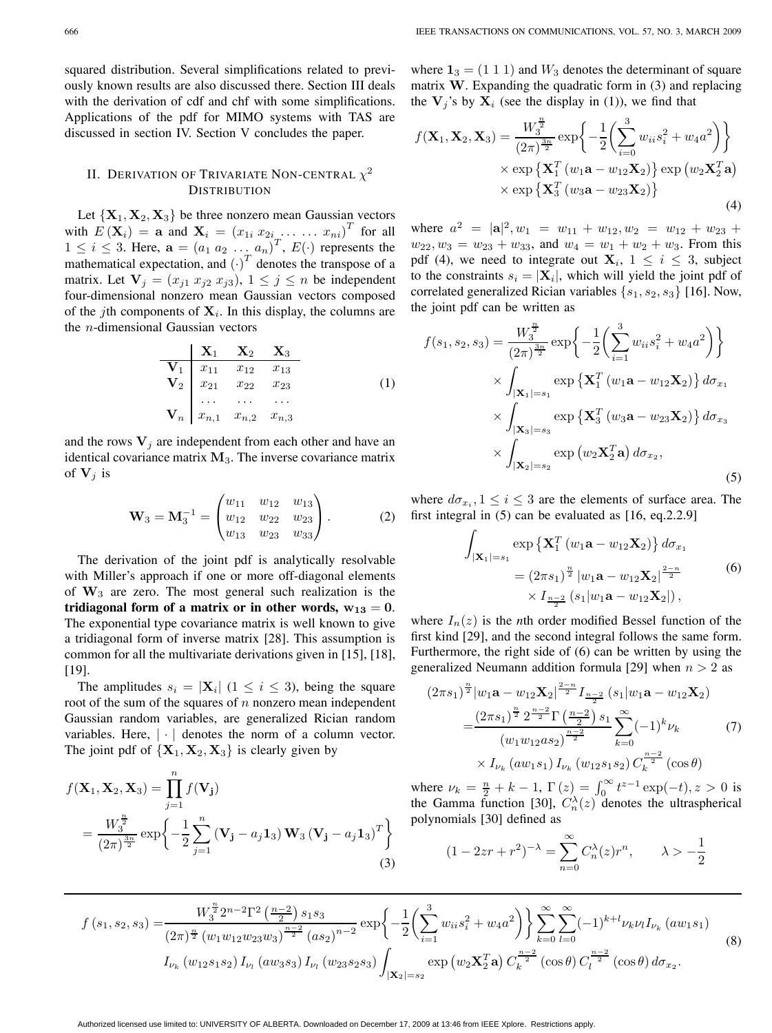squared distribution. Several simplifications related to previously known results are also discussed there. Section III deals with the derivation of cdf and chf with some simplifications. Applications of the pdf for MIMO systems with TAS are discussed in section IV. Section V concludes the paper.

## II. Derivation of Trivariate Non-central $\chi^2$ Distribution

Let $\{\mathbf{X}_1, \mathbf{X}_2, \mathbf{X}_3\}$ be three nonzero mean Gaussian vectors with $E(\mathbf{X}_i) = \mathbf{a}$ and $\mathbf{X}_i = (x_{1i}\ x_{2i} \ldots \ldots x_{ni})^T$ for all $1 \leq i \leq 3$. Here, $\mathbf{a} = (a_1\ a_2\ \ldots\ a_n)^T$, $E(\cdot)$ represents the mathematical expectation, and $(\cdot)^T$ denotes the transpose of a matrix. Let $\mathbf{V}_j = (x_{j1}\ x_{j2}\ x_{j3})$, $1 \leq j \leq n$ be independent four-dimensional nonzero mean Gaussian vectors composed of the $j$th components of $\mathbf{X}_i$. In this display, the columns are the $n$-dimensional Gaussian vectors

$$
\begin{array}{c|ccc}
 & \mathbf{X}_1 & \mathbf{X}_2 & \mathbf{X}_3 \\
\hline
\mathbf{V}_1 & x_{11} & x_{12} & x_{13} \\
\mathbf{V}_2 & x_{21} & x_{22} & x_{23} \\
 & \cdots & \cdots & \cdots \\
\mathbf{V}_n & x_{n,1} & x_{n,2} & x_{n,3}
\end{array} \tag{1}
$$

and the rows $\mathbf{V}_j$ are independent from each other and have an identical covariance matrix $\mathbf{M}_3$. The inverse covariance matrix of $\mathbf{V}_j$ is

$$
\mathbf{W}_3 = \mathbf{M}_3^{-1} = \begin{pmatrix} w_{11} & w_{12} & w_{13} \\ w_{12} & w_{22} & w_{23} \\ w_{13} & w_{23} & w_{33} \end{pmatrix}. \tag{2}
$$

The derivation of the joint pdf is analytically resolvable with Miller's approach if one or more off-diagonal elements of $\mathbf{W}_3$ are zero. The most general such realization is the **tridiagonal form of a matrix or in other words, $\mathbf{w_{13} = 0}$**. The exponential type covariance matrix is well known to give a tridiagonal form of inverse matrix [28]. This assumption is common for all the multivariate derivations given in [15], [18], [19].

The amplitudes $s_i = |\mathbf{X}_i|$ $(1 \leq i \leq 3)$, being the square root of the sum of the squares of $n$ nonzero mean independent Gaussian random variables, are generalized Rician random variables. Here, $|\cdot|$ denotes the norm of a column vector. The joint pdf of $\{\mathbf{X}_1, \mathbf{X}_2, \mathbf{X}_3\}$ is clearly given by

$$
\begin{aligned}
f(\mathbf{X}_1, \mathbf{X}_2, \mathbf{X}_3) &= \prod_{j=1}^{n} f(\mathbf{V_j}) \\
&= \frac{W_3^{\frac{n}{2}}}{(2\pi)^{\frac{3n}{2}}} \exp\left\{ -\frac{1}{2} \sum_{j=1}^{n} (\mathbf{V_j} - a_j \mathbf{1}_3)\, \mathbf{W}_3\, (\mathbf{V_j} - a_j \mathbf{1}_3)^T \right\}
\end{aligned} \tag{3}
$$

where $\mathbf{1}_3 = (1\ 1\ 1)$ and $W_3$ denotes the determinant of square matrix $\mathbf{W}$. Expanding the quadratic form in (3) and replacing the $\mathbf{V}_j$'s by $\mathbf{X}_i$ (see the display in (1)), we find that

$$
\begin{aligned}
f(\mathbf{X}_1, \mathbf{X}_2, \mathbf{X}_3) = \frac{W_3^{\frac{n}{2}}}{(2\pi)^{\frac{3n}{2}}} &\exp\left\{ -\frac{1}{2}\left( \sum_{i=0}^{3} w_{ii} s_i^2 + w_4 a^2 \right) \right\} \\
&\times \exp\left\{ \mathbf{X}_1^T (w_1 \mathbf{a} - w_{12} \mathbf{X}_2) \right\} \exp\left( w_2 \mathbf{X}_2^T \mathbf{a} \right) \\
&\times \exp\left\{ \mathbf{X}_3^T (w_3 \mathbf{a} - w_{23} \mathbf{X}_2) \right\}
\end{aligned} \tag{4}
$$

where $a^2 = |\mathbf{a}|^2, w_1 = w_{11} + w_{12}, w_2 = w_{12} + w_{23} + w_{22}, w_3 = w_{23} + w_{33}$, and $w_4 = w_1 + w_2 + w_3$. From this pdf (4), we need to integrate out $\mathbf{X}_i$, $1 \leq i \leq 3$, subject to the constraints $s_i = |\mathbf{X}_i|$, which will yield the joint pdf of correlated generalized Rician variables $\{s_1, s_2, s_3\}$ [16]. Now, the joint pdf can be written as

$$
\begin{aligned}
f(s_1, s_2, s_3) = \frac{W_3^{\frac{n}{2}}}{(2\pi)^{\frac{3n}{2}}} &\exp\left\{ -\frac{1}{2}\left( \sum_{i=1}^{3} w_{ii} s_i^2 + w_4 a^2 \right) \right\} \\
&\times \int_{|\mathbf{X}_1| = s_1} \exp\left\{ \mathbf{X}_1^T (w_1 \mathbf{a} - w_{12} \mathbf{X}_2) \right\} d\sigma_{x_1} \\
&\times \int_{|\mathbf{X}_3| = s_3} \exp\left\{ \mathbf{X}_3^T (w_3 \mathbf{a} - w_{23} \mathbf{X}_2) \right\} d\sigma_{x_3} \\
&\times \int_{|\mathbf{X}_2| = s_2} \exp\left( w_2 \mathbf{X}_2^T \mathbf{a} \right) d\sigma_{x_2},
\end{aligned} \tag{5}
$$

where $d\sigma_{x_i}, 1 \leq i \leq 3$ are the elements of surface area. The first integral in (5) can be evaluated as [16, eq.2.2.9]

$$
\begin{aligned}
\int_{|\mathbf{X}_1| = s_1} &\exp\left\{ \mathbf{X}_1^T (w_1 \mathbf{a} - w_{12} \mathbf{X}_2) \right\} d\sigma_{x_1} \\
&= (2\pi s_1)^{\frac{n}{2}} |w_1 \mathbf{a} - w_{12} \mathbf{X}_2|^{\frac{2-n}{2}} \\
&\quad \times I_{\frac{n-2}{2}} \left( s_1 |w_1 \mathbf{a} - w_{12} \mathbf{X}_2| \right),
\end{aligned} \tag{6}
$$

where $I_n(z)$ is the $n$th order modified Bessel function of the first kind [29], and the second integral follows the same form. Furthermore, the right side of (6) can be written by using the generalized Neumann addition formula [29] when $n > 2$ as

$$
\begin{aligned}
(2\pi s_1)^{\frac{n}{2}} &|w_1 \mathbf{a} - w_{12} \mathbf{X}_2|^{\frac{2-n}{2}} I_{\frac{n-2}{2}} \left( s_1 |w_1 \mathbf{a} - w_{12} \mathbf{X}_2 \right) \\
&= \frac{(2\pi s_1)^{\frac{n}{2}}\, 2^{\frac{n-2}{2}} \Gamma\left(\frac{n-2}{2}\right) s_1}{(w_1 w_{12} a s_2)^{\frac{n-2}{2}}} \sum_{k=0}^{\infty} (-1)^k \nu_k \\
&\quad \times I_{\nu_k}(a w_1 s_1)\, I_{\nu_k}(w_{12} s_1 s_2)\, C_k^{\frac{n-2}{2}}(\cos\theta)
\end{aligned} \tag{7}
$$

where $\nu_k = \frac{n}{2} + k - 1$, $\Gamma(z) = \int_0^\infty t^{z-1} \exp(-t), z > 0$ is the Gamma function [30], $C_n^\lambda(z)$ denotes the ultraspherical polynomials [30] defined as

$$
(1 - 2zr + r^2)^{-\lambda} = \sum_{n=0}^{\infty} C_n^\lambda(z) r^n, \qquad \lambda > -\frac{1}{2}
$$

$$
\begin{aligned}
f(s_1, s_2, s_3) = &\frac{W_3^{\frac{n}{2}} 2^{n-2} \Gamma^2\left(\frac{n-2}{2}\right) s_1 s_3}{(2\pi)^{\frac{n}{2}} (w_1 w_{12} w_{23} w_3)^{\frac{n-2}{2}} (a s_2)^{n-2}} \exp\left\{ -\frac{1}{2}\left( \sum_{i=1}^{3} w_{ii} s_i^2 + w_4 a^2 \right) \right\} \sum_{k=0}^{\infty} \sum_{l=0}^{\infty} (-1)^{k+l} \nu_k \nu_l I_{\nu_k}(a w_1 s_1) \\
&I_{\nu_k}(w_{12} s_1 s_2)\, I_{\nu_l}(a w_3 s_3)\, I_{\nu_l}(w_{23} s_2 s_3) \int_{|\mathbf{X}_2| = s_2} \exp\left( w_2 \mathbf{X}_2^T \mathbf{a} \right) C_k^{\frac{n-2}{2}}(\cos\theta)\, C_l^{\frac{n-2}{2}}(\cos\theta)\, d\sigma_{x_2}.
\end{aligned} \tag{8}
$$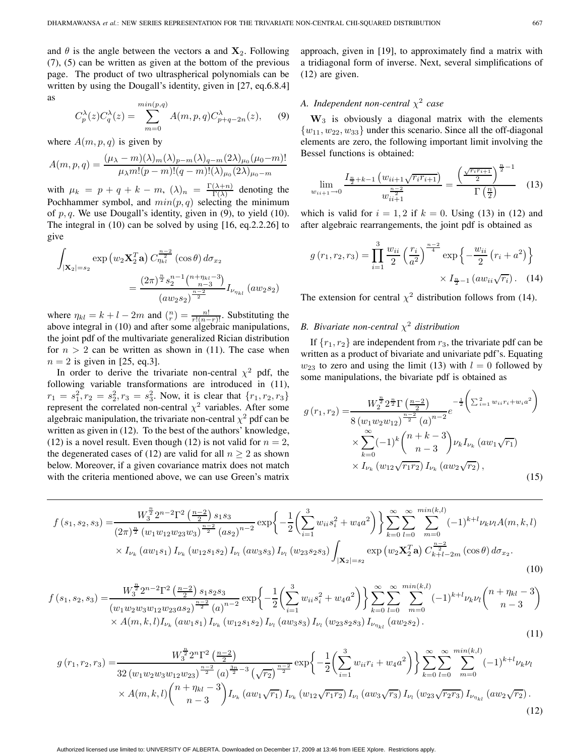and $\theta$ is the angle between the vectors $\mathbf{a}$ and $\mathbf{X}_2$. Following (7), (5) can be written as given at the bottom of the previous page. The product of two ultraspherical polynomials can be written by using the Dougall's identity, given in [27, eq.6.8.4] as

$$C_p^{\lambda}(z)C_q^{\lambda}(z) = \sum_{m=0}^{min(p,q)} A(m,p,q)C_{p+q-2n}^{\lambda}(z), \tag{9}$$

where $A(m,p,q)$ is given by

$$A(m,p,q) = \frac{(\mu_\lambda - m)(\lambda)_m(\lambda)_{p-m}(\lambda)_{q-m}(2\lambda)_{\mu_0}(\mu_0-m)!}{\mu_\lambda m!(p-m)!(q-m)!(\lambda)_{\mu_0}(2\lambda)_{\mu_0-m}}$$

with $\mu_k = p+q+k-m$, $(\lambda)_n = \frac{\Gamma(\lambda+n)}{\Gamma(\lambda)}$ denoting the Pochhammer symbol, and $min(p,q)$ selecting the minimum of $p, q$. We use Dougall's identity, given in (9), to yield (10). The integral in (10) can be solved by using [16, eq.2.2.26] to give

$$\int_{|\mathbf{X}_2|=s_2} \exp\left(w_2 \mathbf{X}_2^T \mathbf{a}\right) C_{\eta_{kl}}^{\frac{n-2}{2}}(\cos\theta)\, d\sigma_{x_2} = \frac{(2\pi)^{\frac{n}{2}} s_2^{n-1}\binom{n+\eta_{kl}-3}{n-3}}{(aw_2 s_2)^{\frac{n-2}{2}}} I_{\nu_{\eta_{kl}}}(aw_2 s_2)$$

where $\eta_{kl} = k+l-2m$ and $\binom{n}{r} = \frac{n!}{r!(n-r)!}$. Substituting the above integral in (10) and after some algebraic manipulations, the joint pdf of the multivariate generalized Rician distribution for $n > 2$ can be written as shown in (11). The case when $n = 2$ is given in [25, eq.3].

In order to derive the trivariate non-central $\chi^2$ pdf, the following variable transformations are introduced in (11), $r_1 = s_1^2, r_2 = s_2^2, r_3 = s_3^2$. Now, it is clear that $\{r_1, r_2, r_3\}$ represent the correlated non-central $\chi^2$ variables. After some algebraic manipulation, the trivariate non-central $\chi^2$ pdf can be written as given in (12). To the best of the authors' knowledge, (12) is a novel result. Even though (12) is not valid for $n = 2$, the degenerated cases of (12) are valid for all $n \geq 2$ as shown below. Moreover, if a given covariance matrix does not match with the criteria mentioned above, we can use Green's matrix approach, given in [19], to approximately find a matrix with a tridiagonal form of inverse. Next, several simplifications of (12) are given.

### A. Independent non-central $\chi^2$ case

$\mathbf{W}_3$ is obviously a diagonal matrix with the elements $\{w_{11}, w_{22}, w_{33}\}$ under this scenario. Since all the off-diagonal elements are zero, the following important limit involving the Bessel functions is obtained:

$$\lim_{w_{ii+1}\to 0} \frac{I_{\frac{n}{2}+k-1}\left(w_{ii+1}\sqrt{r_i r_{i+1}}\right)}{w_{ii+1}^{\frac{n-2}{2}}} = \frac{\left(\frac{\sqrt{r_i r_{i+1}}}{2}\right)^{\frac{n}{2}-1}}{\Gamma\left(\frac{n}{2}\right)} \tag{13}$$

which is valid for $i = 1, 2$ if $k = 0$. Using (13) in (12) and after algebraic rearrangements, the joint pdf is obtained as

$$g(r_1, r_2, r_3) = \prod_{i=1}^{3} \frac{w_{ii}}{2}\left(\frac{r_i}{a^2}\right)^{\frac{n-2}{4}} \exp\left\{-\frac{w_{ii}}{2}\left(r_i + a^2\right)\right\} \times I_{\frac{n}{2}-1}\left(aw_{ii}\sqrt{r_i}\right). \tag{14}$$

The extension for central $\chi^2$ distribution follows from (14).

### B. Bivariate non-central $\chi^2$ distribution

If $\{r_1, r_2\}$ are independent from $r_3$, the trivariate pdf can be written as a product of bivariate and univariate pdf's. Equating $w_{23}$ to zero and using the limit (13) with $l = 0$ followed by some manipulations, the bivariate pdf is obtained as

$$\begin{aligned} g(r_1, r_2) =& \frac{W_2^{\frac{n}{2}} 2^{\frac{n}{2}} \Gamma\left(\frac{n-2}{2}\right)}{8\left(w_1 w_2 w_{12}\right)^{\frac{n-2}{2}} (a)^{n-2}} e^{-\frac{1}{2}\left(\sum_{i=1}^{2} w_{ii} r_i + w_i a^2\right)} \\ &\times \sum_{k=0}^{\infty} (-1)^k \binom{n+k-3}{n-3} \nu_k I_{\nu_k}\left(aw_1\sqrt{r_1}\right) \\ &\times I_{\nu_k}\left(w_{12}\sqrt{r_1 r_2}\right) I_{\nu_k}\left(aw_2\sqrt{r_2}\right), \end{aligned} \tag{15}$$

$$\begin{aligned} f(s_1, s_2, s_3) =& \frac{W_3^{\frac{n}{2}} 2^{n-2} \Gamma^2\left(\frac{n-2}{2}\right) s_1 s_3}{(2\pi)^{\frac{n}{2}} \left(w_1 w_{12} w_{23} w_3\right)^{\frac{n-2}{2}} (a s_2)^{n-2}} \exp\left\{-\frac{1}{2}\left(\sum_{i=1}^{3} w_{ii} s_i^2 + w_4 a^2\right)\right\} \sum_{k=0}^{\infty}\sum_{l=0}^{\infty}\sum_{m=0}^{min(k,l)} (-1)^{k+l} \nu_k \nu_l A(m,k,l) \\ &\times I_{\nu_k}(aw_1 s_1)\, I_{\nu_k}(w_{12} s_1 s_2)\, I_{\nu_l}(aw_3 s_3)\, I_{\nu_l}(w_{23} s_2 s_3) \int_{|\mathbf{X}_2|=s_2} \exp\left(w_2 \mathbf{X}_2^T \mathbf{a}\right) C_{k+l-2m}^{\frac{n-2}{2}}(\cos\theta)\, d\sigma_{x_2}. \end{aligned} \tag{10}$$

$$\begin{aligned} f(s_1, s_2, s_3) =& \frac{W_3^{\frac{n}{2}} 2^{n-2} \Gamma^2\left(\frac{n-2}{2}\right) s_1 s_2 s_3}{\left(w_1 w_2 w_3 w_{12} w_{23} a s_2\right)^{\frac{n-2}{2}} (a)^{n-2}} \exp\left\{-\frac{1}{2}\left(\sum_{i=1}^{3} w_{ii} s_i^2 + w_4 a^2\right)\right\} \sum_{k=0}^{\infty}\sum_{l=0}^{\infty}\sum_{m=0}^{min(k,l)} (-1)^{k+l} \nu_k \nu_l \binom{n+\eta_{kl}-3}{n-3} \\ &\times A(m,k,l) I_{\nu_k}(aw_1 s_1)\, I_{\nu_k}(w_{12} s_1 s_2)\, I_{\nu_l}(aw_3 s_3)\, I_{\nu_l}(w_{23} s_2 s_3)\, I_{\nu_{\eta_{kl}}}(aw_2 s_2). \end{aligned} \tag{11}$$

$$\begin{aligned} g(r_1, r_2, r_3) =& \frac{W_3^{\frac{n}{2}} 2^n \Gamma^2\left(\frac{n-2}{2}\right)}{32\left(w_1 w_2 w_3 w_{12} w_{23}\right)^{\frac{n-2}{2}} (a)^{\frac{3n}{2}-3} \left(\sqrt{r_2}\right)^{\frac{n-2}{2}}} \exp\left\{-\frac{1}{2}\left(\sum_{i=1}^{3} w_{ii} r_i + w_4 a^2\right)\right\} \sum_{k=0}^{\infty}\sum_{l=0}^{\infty}\sum_{m=0}^{min(k,l)} (-1)^{k+l} \nu_k \nu_l \\ &\times A(m,k,l) \binom{n+\eta_{kl}-3}{n-3} I_{\nu_k}\left(aw_1\sqrt{r_1}\right) I_{\nu_k}\left(w_{12}\sqrt{r_1 r_2}\right) I_{\nu_l}\left(aw_3\sqrt{r_3}\right) I_{\nu_l}\left(w_{23}\sqrt{r_2 r_3}\right) I_{\nu_{\eta_{kl}}}\left(aw_2\sqrt{r_2}\right). \end{aligned} \tag{12}$$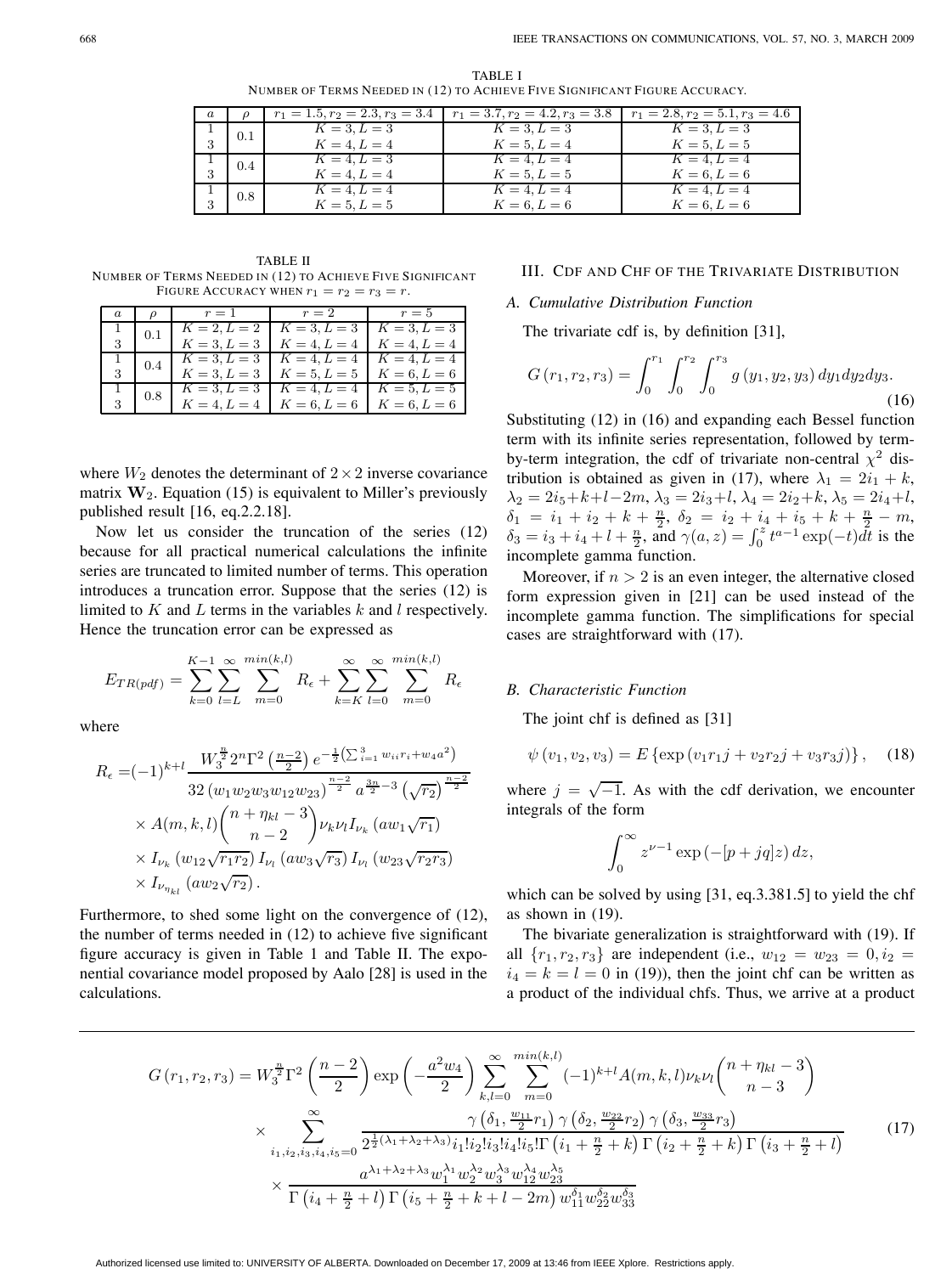TABLE I
NUMBER OF TERMS NEEDED IN (12) TO ACHIEVE FIVE SIGNIFICANT FIGURE ACCURACY.

| $a$ | $\rho$ | $r_1=1.5, r_2=2.3, r_3=3.4$ | $r_1=3.7, r_2=4.2, r_3=3.8$ | $r_1=2.8, r_2=5.1, r_3=4.6$ |
|---|---|---|---|---|
| 1 | 0.1 | $K=3, L=3$ | $K=3, L=3$ | $K=3, L=3$ |
| 3 | | $K=4, L=4$ | $K=5, L=4$ | $K=5, L=5$ |
| 1 | 0.4 | $K=4, L=3$ | $K=4, L=4$ | $K=4, L=4$ |
| 3 | | $K=4, L=4$ | $K=5, L=5$ | $K=6, L=6$ |
| 1 | 0.8 | $K=4, L=4$ | $K=4, L=4$ | $K=4, L=4$ |
| 3 | | $K=5, L=5$ | $K=6, L=6$ | $K=6, L=6$ |

TABLE II
NUMBER OF TERMS NEEDED IN (12) TO ACHIEVE FIVE SIGNIFICANT FIGURE ACCURACY WHEN $r_1 = r_2 = r_3 = r$.

| $a$ | $\rho$ | $r=1$ | $r=2$ | $r=5$ |
|---|---|---|---|---|
| 1 | 0.1 | $K=2, L=2$ | $K=3, L=3$ | $K=3, L=3$ |
| 3 | | $K=3, L=3$ | $K=4, L=4$ | $K=4, L=4$ |
| 1 | 0.4 | $K=3, L=3$ | $K=4, L=4$ | $K=4, L=4$ |
| 3 | | $K=3, L=3$ | $K=5, L=5$ | $K=6, L=6$ |
| 1 | 0.8 | $K=3, L=3$ | $K=4, L=4$ | $K=5, L=5$ |
| 3 | | $K=4, L=4$ | $K=6, L=6$ | $K=6, L=6$ |

where $W_2$ denotes the determinant of $2\times 2$ inverse covariance matrix $\mathbf{W}_2$. Equation (15) is equivalent to Miller's previously published result [16, eq.2.2.18].

Now let us consider the truncation of the series (12) because for all practical numerical calculations the infinite series are truncated to limited number of terms. This operation introduces a truncation error. Suppose that the series (12) is limited to $K$ and $L$ terms in the variables $k$ and $l$ respectively. Hence the truncation error can be expressed as

$$E_{TR(pdf)} = \sum_{k=0}^{K-1}\sum_{l=L}^{\infty}\sum_{m=0}^{min(k,l)} R_\epsilon + \sum_{k=K}^{\infty}\sum_{l=0}^{\infty}\sum_{m=0}^{min(k,l)} R_\epsilon$$

where

$$\begin{aligned}R_\epsilon =&(-1)^{k+l}\frac{W_3^{\frac{n}{2}}2^n\Gamma^2\left(\frac{n-2}{2}\right)e^{-\frac{1}{2}\left(\sum_{i=1}^{3} w_{ii}r_i+w_4a^2\right)}}{32\left(w_1w_2w_3w_{12}w_{23}\right)^{\frac{n-2}{2}}a^{\frac{3n}{2}-3}\left(\sqrt{r_2}\right)^{\frac{n-2}{2}}}\\ &\times A(m,k,l)\binom{n+\eta_{kl}-3}{n-2}\nu_k\nu_l I_{\nu_k}\left(aw_1\sqrt{r_1}\right)\\ &\times I_{\nu_k}\left(w_{12}\sqrt{r_1r_2}\right)I_{\nu_l}\left(aw_3\sqrt{r_3}\right)I_{\nu_l}\left(w_{23}\sqrt{r_2r_3}\right)\\ &\times I_{\nu_{\eta_{kl}}}\left(aw_2\sqrt{r_2}\right).\end{aligned}$$

Furthermore, to shed some light on the convergence of (12), the number of terms needed in (12) to achieve five significant figure accuracy is given in Table 1 and Table II. The exponential covariance model proposed by Aalo [28] is used in the calculations.

## III. CDF AND CHF OF THE TRIVARIATE DISTRIBUTION

### A. Cumulative Distribution Function

The trivariate cdf is, by definition [31],

$$G\left(r_1,r_2,r_3\right) = \int_0^{r_1}\int_0^{r_2}\int_0^{r_3} g\left(y_1,y_2,y_3\right)dy_1dy_2dy_3. \tag{16}$$

Substituting (12) in (16) and expanding each Bessel function term with its infinite series representation, followed by term-by-term integration, the cdf of trivariate non-central $\chi^2$ distribution is obtained as given in (17), where $\lambda_1 = 2i_1+k$, $\lambda_2 = 2i_5+k+l-2m$, $\lambda_3 = 2i_3+l$, $\lambda_4 = 2i_2+k$, $\lambda_5 = 2i_4+l$, $\delta_1 = i_1+i_2+k+\frac{n}{2}$, $\delta_2 = i_2+i_4+i_5+k+\frac{n}{2}-m$, $\delta_3 = i_3+i_4+l+\frac{n}{2}$, and $\gamma(a,z)=\int_0^z t^{a-1}\exp(-t)dt$ is the incomplete gamma function.

Moreover, if $n>2$ is an even integer, the alternative closed form expression given in [21] can be used instead of the incomplete gamma function. The simplifications for special cases are straightforward with (17).

### B. Characteristic Function

The joint chf is defined as [31]

$$\psi\left(v_1,v_2,v_3\right) = E\left\{\exp\left(v_1r_1j+v_2r_2j+v_3r_3j\right)\right\}, \tag{18}$$

where $j=\sqrt{-1}$. As with the cdf derivation, we encounter integrals of the form

$$\int_0^\infty z^{\nu-1}\exp\left(-[p+jq]z\right)dz,$$

which can be solved by using [31, eq.3.381.5] to yield the chf as shown in (19).

The bivariate generalization is straightforward with (19). If all $\{r_1,r_2,r_3\}$ are independent (i.e., $w_{12}=w_{23}=0, i_2=i_4=k=l=0$ in (19)), then the joint chf can be written as a product of the individual chfs. Thus, we arrive at a product

$$\begin{aligned}G\left(r_1,r_2,r_3\right) =& W_3^{\frac{n}{2}}\Gamma^2\left(\frac{n-2}{2}\right)\exp\left(-\frac{a^2w_4}{2}\right)\sum_{k,l=0}^{\infty}\sum_{m=0}^{min(k,l)}(-1)^{k+l}A(m,k,l)\nu_k\nu_l\binom{n+\eta_{kl}-3}{n-3}\\ &\times\sum_{i_1,i_2,i_3,i_4,i_5=0}^{\infty}\frac{\gamma\left(\delta_1,\frac{w_{11}}{2}r_1\right)\gamma\left(\delta_2,\frac{w_{22}}{2}r_2\right)\gamma\left(\delta_3,\frac{w_{33}}{2}r_3\right)}{2^{\frac{1}{2}(\lambda_1+\lambda_2+\lambda_3)}i_1!i_2!i_3!i_4!i_5!\Gamma\left(i_1+\frac{n}{2}+k\right)\Gamma\left(i_2+\frac{n}{2}+k\right)\Gamma\left(i_3+\frac{n}{2}+l\right)}\\ &\times\frac{a^{\lambda_1+\lambda_2+\lambda_3}w_1^{\lambda_1}w_2^{\lambda_2}w_3^{\lambda_3}w_{12}^{\lambda_4}w_{23}^{\lambda_5}}{\Gamma\left(i_4+\frac{n}{2}+l\right)\Gamma\left(i_5+\frac{n}{2}+k+l-2m\right)w_{11}^{\delta_1}w_{22}^{\delta_2}w_{33}^{\delta_3}}\end{aligned} \tag{17}$$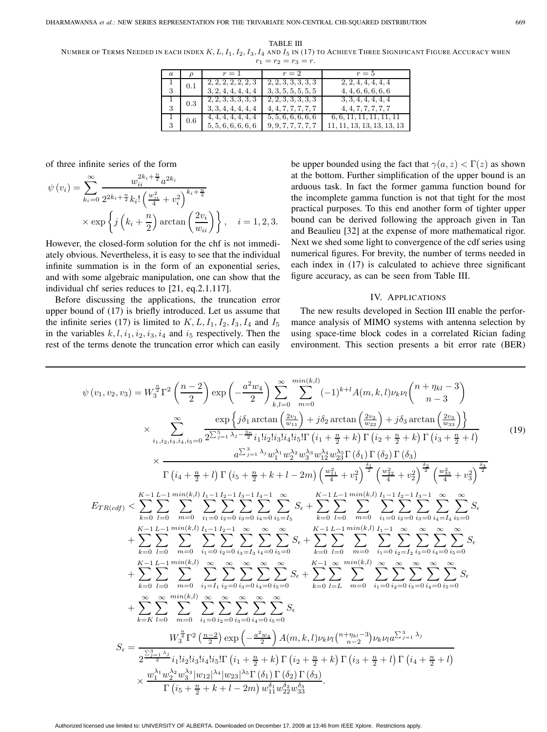TABLE III

NUMBER OF TERMS NEEDED IN EACH INDEX $K, L, I_1, I_2, I_3, I_4$ AND $I_5$ IN (17) TO ACHIEVE THREE SIGNIFICANT FIGURE ACCURACY WHEN $r_1 = r_2 = r_3 = r$.

| $a$ | $\rho$ | $r=1$ | $r=2$ | $r=5$ |
|---|---|---|---|---|
| 1 | 0.1 | 2, 2, 2, 2, 2, 2, 3 | 2, 2, 3, 3, 3, 3, 3 | 2, 2, 4, 4, 4, 4, 4 |
| 3 | | 3, 2, 4, 4, 4, 4, 4 | 3, 3, 5, 5, 5, 5, 5 | 4, 4, 6, 6, 6, 6, 6 |
| 1 | 0.3 | 2, 2, 3, 3, 3, 3, 3 | 2, 2, 3, 3, 3, 3, 3 | 3, 3, 4, 4, 4, 4, 4 |
| 3 | | 3, 3, 4, 4, 4, 4, 4 | 4, 4, 7, 7, 7, 7, 7 | 4, 4, 7, 7, 7, 7, 7 |
| 1 | 0.6 | 4, 4, 4, 4, 4, 4, 4 | 5, 5, 6, 6, 6, 6, 6 | 6, 6, 11, 11, 11, 11, 11 |
| 3 | | 5, 5, 6, 6, 6, 6, 6 | 9, 9, 7, 7, 7, 7, 7 | 11, 11, 13, 13, 13, 13, 13 |

of three infinite series of the form

$$\psi(v_i) = \sum_{k_i=0}^{\infty} \frac{w_{ii}^{2k_i+\frac{n}{2}} a^{2k_i}}{2^{2k_i+\frac{n}{2}} k_i! \left(\frac{w_{ii}^2}{4}+v_i^2\right)^{k_i+\frac{n}{2}}} \times \exp\left\{ j\left(k_i+\frac{n}{2}\right)\arctan\left(\frac{2v_i}{w_{ii}}\right)\right\}, \quad i=1,2,3.$$

However, the closed-form solution for the chf is not immediately obvious. Nevertheless, it is easy to see that the individual infinite summation is in the form of an exponential series, and with some algebraic manipulation, one can show that the individual chf series reduces to [21, eq.2.1.117].

Before discussing the applications, the truncation error upper bound of (17) is briefly introduced. Let us assume that the infinite series (17) is limited to $K, L, I_1, I_2, I_3, I_4$ and $I_5$ in the variables $k, l, i_1, i_2, i_3, i_4$ and $i_5$ respectively. Then the rest of the terms denote the truncation error which can easily be upper bounded using the fact that $\gamma(a,z) < \Gamma(z)$ as shown at the bottom. Further simplification of the upper bound is an arduous task. In fact the former gamma function bound for the incomplete gamma function is not that tight for the most practical purposes. To this end another form of tighter upper bound can be derived following the approach given in Tan and Beaulieu [32] at the expense of more mathematical rigor. Next we shed some light to convergence of the cdf series using numerical figures. For brevity, the number of terms needed in each index in (17) is calculated to achieve three significant figure accuracy, as can be seen from Table III.

## IV. APPLICATIONS

The new results developed in Section III enable the performance analysis of MIMO systems with antenna selection by using space-time block codes in a correlated Rician fading environment. This section presents a bit error rate (BER)

$$\psi(v_1,v_2,v_3) = W_3^{\frac{n}{2}}\Gamma^2\left(\frac{n-2}{2}\right)\exp\left(-\frac{a^2w_4}{2}\right)\sum_{k,l=0}^{\infty}\sum_{m=0}^{min(k,l)}(-1)^{k+l}A(m,k,l)\nu_k\nu_l\binom{n+\eta_{kl}-3}{n-3}$$
$$\times \sum_{i_1,i_2,i_3,i_4,i_5=0}^{\infty}\frac{\exp\left\{j\delta_1\arctan\left(\frac{2v_1}{w_{11}}\right)+j\delta_2\arctan\left(\frac{2v_2}{w_{22}}\right)+j\delta_3\arctan\left(\frac{2v_3}{w_{33}}\right)\right\}}{2^{\sum_{j=1}^{5}\lambda_j-\frac{3n}{2}}i_1!i_2!i_3!i_4!i_5!\Gamma\left(i_1+\frac{n}{2}+k\right)\Gamma\left(i_2+\frac{n}{2}+k\right)\Gamma\left(i_3+\frac{n}{2}+l\right)}$$
$$\times\frac{a^{\sum_{j=1}^{3}\lambda_j}w_1^{\lambda_1}w_2^{\lambda_2}w_3^{\lambda_3}w_{12}^{\lambda_4}w_{23}^{\lambda_5}\Gamma(\delta_1)\Gamma(\delta_2)\Gamma(\delta_3)}{\Gamma\left(i_4+\frac{n}{2}+l\right)\Gamma\left(i_5+\frac{n}{2}+k+l-2m\right)\left(\frac{w_{11}^2}{4}+v_1^2\right)^{\frac{\delta_1}{2}}\left(\frac{w_{22}^2}{4}+v_2^2\right)^{\frac{\delta_2}{2}}\left(\frac{w_{33}^2}{4}+v_3^2\right)^{\frac{\delta_3}{2}}} \tag{19}$$

$$E_{TR(cdf)} < \sum_{k=0}^{K-1}\sum_{l=0}^{L-1}\sum_{m=0}^{min(k,l)}\sum_{i_1=0}^{I_1-1}\sum_{i_2=0}^{I_2-1}\sum_{i_3=0}^{I_3-1}\sum_{i_4=0}^{I_4-1}\sum_{i_5=I_5}^{\infty}S_\epsilon + \sum_{k=0}^{K-1}\sum_{l=0}^{L-1}\sum_{m=0}^{min(k,l)}\sum_{i_1=0}^{I_1-1}\sum_{i_2=0}^{I_2-1}\sum_{i_3=0}^{I_3-1}\sum_{i_4=I_4}^{\infty}\sum_{i_5=0}^{\infty}S_\epsilon$$
$$+\sum_{k=0}^{K-1}\sum_{l=0}^{L-1}\sum_{m=0}^{min(k,l)}\sum_{i_1=0}^{I_1-1}\sum_{i_2=0}^{I_2-1}\sum_{i_3=I_3}^{\infty}\sum_{i_4=0}^{\infty}\sum_{i_5=0}^{\infty}S_\epsilon + \sum_{k=0}^{K-1}\sum_{l=0}^{L-1}\sum_{m=0}^{min(k,l)}\sum_{i_1=0}^{I_1-1}\sum_{i_2=I_2}^{\infty}\sum_{i_3=0}^{\infty}\sum_{i_4=0}^{\infty}\sum_{i_5=0}^{\infty}S_\epsilon$$
$$+\sum_{k=0}^{K-1}\sum_{l=0}^{L-1}\sum_{m=0}^{min(k,l)}\sum_{i_1=I_1}^{\infty}\sum_{i_2=0}^{\infty}\sum_{i_3=0}^{\infty}\sum_{i_4=0}^{\infty}\sum_{i_5=0}^{\infty}S_\epsilon + \sum_{k=0}^{K-1}\sum_{l=L}^{\infty}\sum_{m=0}^{min(k,l)}\sum_{i_1=0}^{\infty}\sum_{i_2=0}^{\infty}\sum_{i_3=0}^{\infty}\sum_{i_4=0}^{\infty}\sum_{i_5=0}^{\infty}S_\epsilon$$
$$+\sum_{k=K}^{\infty}\sum_{l=0}^{\infty}\sum_{m=0}^{min(k,l)}\sum_{i_1=0}^{\infty}\sum_{i_2=0}^{\infty}\sum_{i_3=0}^{\infty}\sum_{i_4=0}^{\infty}\sum_{i_5=0}^{\infty}S_\epsilon$$

$$S_\epsilon = \frac{W_3^{\frac{n}{2}}\Gamma^2\left(\frac{n-2}{2}\right)\exp\left(-\frac{a^2w_4}{2}\right)A(m,k,l)\nu_k\nu_l\binom{n+\eta_{kl}-3}{n-2}\nu_k\nu_l a^{\sum_{j=1}^{3}\lambda_j}}{2^{\frac{\sum_{j=1}^{3}\lambda_j}{2}}i_1!i_2!i_3!i_4!i_5!\Gamma\left(i_1+\frac{n}{2}+k\right)\Gamma\left(i_2+\frac{n}{2}+k\right)\Gamma\left(i_3+\frac{n}{2}+l\right)\Gamma\left(i_4+\frac{n}{2}+l\right)}$$
$$\times\frac{w_1^{\lambda_1}w_2^{\lambda_2}w_3^{\lambda_3}|w_{12}|^{\lambda_4}|w_{23}|^{\lambda_5}\Gamma(\delta_1)\Gamma(\delta_2)\Gamma(\delta_3)}{\Gamma\left(i_5+\frac{n}{2}+k+l-2m\right)w_{11}^{\delta_1}w_{22}^{\delta_2}w_{33}^{\delta_3}}.$$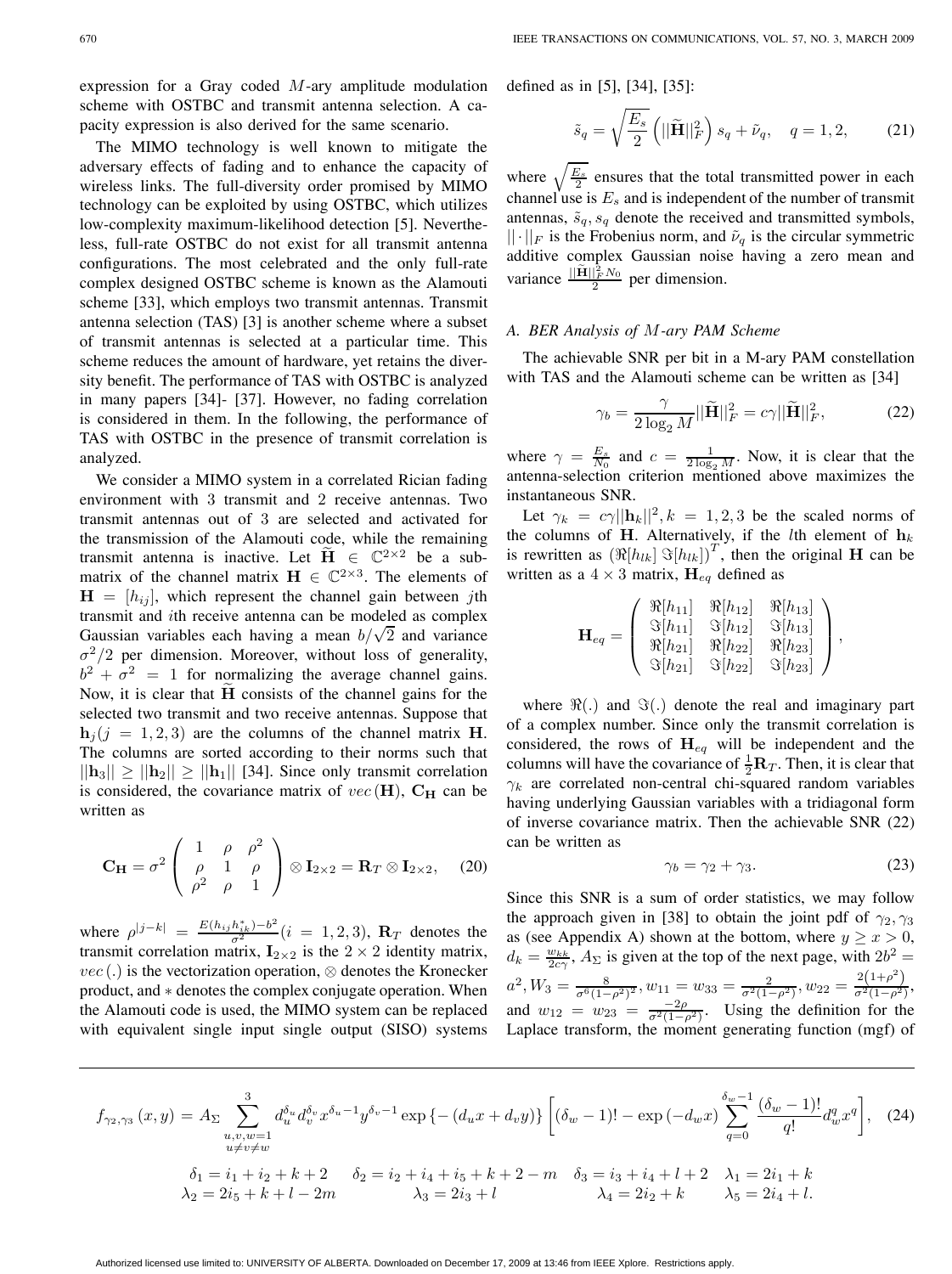expression for a Gray coded $M$-ary amplitude modulation scheme with OSTBC and transmit antenna selection. A capacity expression is also derived for the same scenario.

The MIMO technology is well known to mitigate the adversary effects of fading and to enhance the capacity of wireless links. The full-diversity order promised by MIMO technology can be exploited by using OSTBC, which utilizes low-complexity maximum-likelihood detection [5]. Nevertheless, full-rate OSTBC do not exist for all transmit antenna configurations. The most celebrated and the only full-rate complex designed OSTBC scheme is known as the Alamouti scheme [33], which employs two transmit antennas. Transmit antenna selection (TAS) [3] is another scheme where a subset of transmit antennas is selected at a particular time. This scheme reduces the amount of hardware, yet retains the diversity benefit. The performance of TAS with OSTBC is analyzed in many papers [34]- [37]. However, no fading correlation is considered in them. In the following, the performance of TAS with OSTBC in the presence of transmit correlation is analyzed.

We consider a MIMO system in a correlated Rician fading environment with 3 transmit and 2 receive antennas. Two transmit antennas out of 3 are selected and activated for the transmission of the Alamouti code, while the remaining transmit antenna is inactive. Let $\widetilde{\mathbf{H}} \in \mathbb{C}^{2\times 2}$ be a submatrix of the channel matrix $\mathbf{H} \in \mathbb{C}^{2\times 3}$. The elements of $\mathbf{H} = [h_{ij}]$, which represent the channel gain between $j$th transmit and $i$th receive antenna can be modeled as complex Gaussian variables each having a mean $b/\sqrt{2}$ and variance $\sigma^2/2$ per dimension. Moreover, without loss of generality, $b^2 + \sigma^2 = 1$ for normalizing the average channel gains. Now, it is clear that $\widetilde{\mathbf{H}}$ consists of the channel gains for the selected two transmit and two receive antennas. Suppose that $\mathbf{h}_j (j = 1, 2, 3)$ are the columns of the channel matrix $\mathbf{H}$. The columns are sorted according to their norms such that $||\mathbf{h}_3|| \geq ||\mathbf{h}_2|| \geq ||\mathbf{h}_1||$ [34]. Since only transmit correlation is considered, the covariance matrix of $vec(\mathbf{H})$, $\mathbf{C_H}$ can be written as

$$\mathbf{C_H} = \sigma^2 \begin{pmatrix} 1 & \rho & \rho^2 \\ \rho & 1 & \rho \\ \rho^2 & \rho & 1 \end{pmatrix} \otimes \mathbf{I}_{2\times 2} = \mathbf{R}_T \otimes \mathbf{I}_{2\times 2}, \quad (20)$$

where $\rho^{|j-k|} = \frac{E(h_{ij}h_{ik}^*) - b^2}{\sigma^2} (i = 1, 2, 3)$, $\mathbf{R}_T$ denotes the transmit correlation matrix, $\mathbf{I}_{2\times 2}$ is the $2 \times 2$ identity matrix, $vec(.)$ is the vectorization operation, $\otimes$ denotes the Kronecker product, and $*$ denotes the complex conjugate operation. When the Alamouti code is used, the MIMO system can be replaced with equivalent single input single output (SISO) systems defined as in [5], [34], [35]:

$$\tilde{s}_q = \sqrt{\frac{E_s}{2}} \left(||\widetilde{\mathbf{H}}||_F^2\right) s_q + \tilde{\nu}_q, \quad q = 1, 2, \quad (21)$$

where $\sqrt{\frac{E_s}{2}}$ ensures that the total transmitted power in each channel use is $E_s$ and is independent of the number of transmit antennas, $\tilde{s}_q, s_q$ denote the received and transmitted symbols, $||\cdot||_F$ is the Frobenius norm, and $\tilde{\nu}_q$ is the circular symmetric additive complex Gaussian noise having a zero mean and variance $\frac{||\widetilde{\mathbf{H}}||_F^2 N_0}{2}$ per dimension.

### A. BER Analysis of $M$-ary PAM Scheme

The achievable SNR per bit in a M-ary PAM constellation with TAS and the Alamouti scheme can be written as [34]

$$\gamma_b = \frac{\gamma}{2\log_2 M} ||\widetilde{\mathbf{H}}||_F^2 = c\gamma ||\widetilde{\mathbf{H}}||_F^2, \quad (22)$$

where $\gamma = \frac{E_s}{N_0}$ and $c = \frac{1}{2\log_2 M}$. Now, it is clear that the antenna-selection criterion mentioned above maximizes the instantaneous SNR.

Let $\gamma_k = c\gamma||\mathbf{h}_k||^2, k = 1, 2, 3$ be the scaled norms of the columns of $\mathbf{H}$. Alternatively, if the $l$th element of $\mathbf{h}_k$ is rewritten as $\left(\Re[h_{lk}]\ \Im[h_{lk}]\right)^T$, then the original $\mathbf{H}$ can be written as a $4 \times 3$ matrix, $\mathbf{H}_{eq}$ defined as

$$\mathbf{H}_{eq} = \begin{pmatrix} \Re[h_{11}] & \Re[h_{12}] & \Re[h_{13}] \\ \Im[h_{11}] & \Im[h_{12}] & \Im[h_{13}] \\ \Re[h_{21}] & \Re[h_{22}] & \Re[h_{23}] \\ \Im[h_{21}] & \Im[h_{22}] & \Im[h_{23}] \end{pmatrix},$$

where $\Re(.)$ and $\Im(.)$ denote the real and imaginary part of a complex number. Since only the transmit correlation is considered, the rows of $\mathbf{H}_{eq}$ will be independent and the columns will have the covariance of $\frac{1}{2}\mathbf{R}_T$. Then, it is clear that $\gamma_k$ are correlated non-central chi-squared random variables having underlying Gaussian variables with a tridiagonal form of inverse covariance matrix. Then the achievable SNR (22) can be written as

$$\gamma_b = \gamma_2 + \gamma_3. \quad (23)$$

Since this SNR is a sum of order statistics, we may follow the approach given in [38] to obtain the joint pdf of $\gamma_2, \gamma_3$ as (see Appendix A) shown at the bottom, where $y \geq x > 0$, $d_k = \frac{w_{kk}}{2c\gamma}$, $A_\Sigma$ is given at the top of the next page, with $2b^2 = a^2$, $W_3 = \frac{8}{\sigma^6(1-\rho^2)^2}$, $w_{11} = w_{33} = \frac{2}{\sigma^2(1-\rho^2)}$, $w_{22} = \frac{2\left(1+\rho^2\right)}{\sigma^2(1-\rho^2)}$, and $w_{12} = w_{23} = \frac{-2\rho}{\sigma^2(1-\rho^2)}$. Using the definition for the Laplace transform, the moment generating function (mgf) of

$$f_{\gamma_2,\gamma_3}(x,y) = A_\Sigma \sum_{\substack{u,v,w=1 \\ u\neq v\neq w}}^{3} d_u^{\delta_u} d_v^{\delta_v} x^{\delta_u - 1} y^{\delta_v - 1} \exp\left\{-(d_u x + d_v y)\right\} \left[(\delta_w - 1)! - \exp(-d_w x) \sum_{q=0}^{\delta_w - 1} \frac{(\delta_w - 1)!}{q!} d_w^q x^q\right], \quad (24)$$

$$\delta_1 = i_1 + i_2 + k + 2 \quad \delta_2 = i_2 + i_4 + i_5 + k + 2 - m \quad \delta_3 = i_3 + i_4 + l + 2 \quad \lambda_1 = 2i_1 + k$$

$$\lambda_2 = 2i_5 + k + l - 2m \quad \lambda_3 = 2i_3 + l \quad \lambda_4 = 2i_2 + k \quad \lambda_5 = 2i_4 + l.$$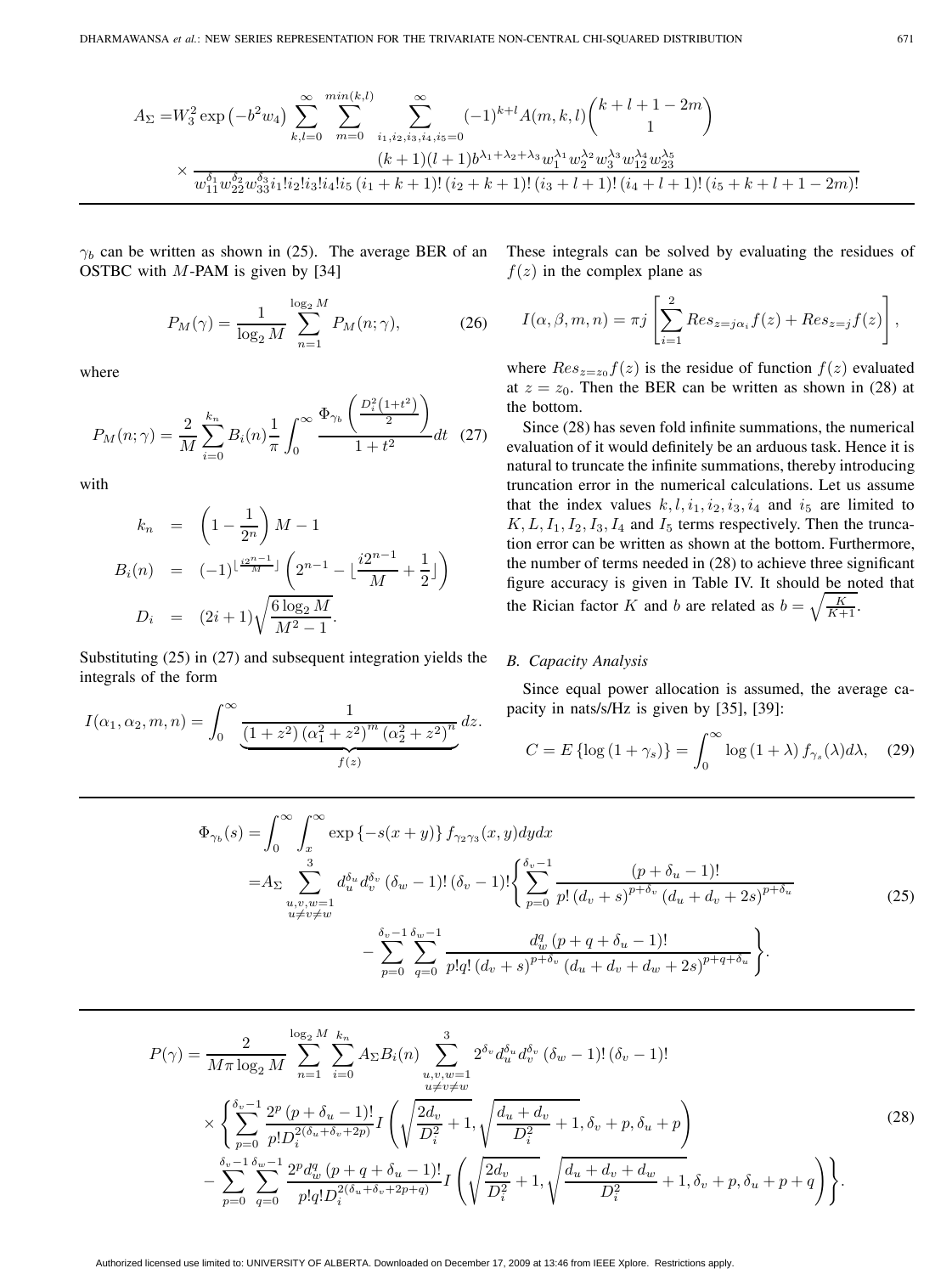$$A_\Sigma = W_3^2 \exp\left(-b^2 w_4\right) \sum_{k,l=0}^{\infty} \sum_{m=0}^{min(k,l)} \sum_{i_1,i_2,i_3,i_4,i_5=0}^{\infty} (-1)^{k+l} A(m,k,l) \binom{k+l+1-2m}{1}$$
$$\times \frac{(k+1)(l+1) b^{\lambda_1+\lambda_2+\lambda_3} w_1^{\lambda_1} w_2^{\lambda_2} w_3^{\lambda_3} w_{12}^{\lambda_4} w_{23}^{\lambda_5}}{w_{11}^{\delta_1} w_{22}^{\delta_2} w_{33}^{\delta_3} i_1! i_2! i_3! i_4! i_5 \left(i_1+k+1\right)! \left(i_2+k+1\right)! \left(i_3+l+1\right)! \left(i_4+l+1\right)! \left(i_5+k+l+1-2m\right)!}$$

$\gamma_b$ can be written as shown in (25). The average BER of an OSTBC with $M$-PAM is given by [34]

$$P_M(\gamma) = \frac{1}{\log_2 M} \sum_{n=1}^{\log_2 M} P_M(n;\gamma), \tag{26}$$

where

$$P_M(n;\gamma) = \frac{2}{M} \sum_{i=0}^{k_n} B_i(n) \frac{1}{\pi} \int_0^\infty \frac{\Phi_{\gamma_b}\left(\frac{D_i^2\left(1+t^2\right)}{2}\right)}{1+t^2} dt \tag{27}$$

with

$$\begin{aligned} k_n &= \left(1-\frac{1}{2^n}\right) M - 1 \\ B_i(n) &= (-1)^{\lfloor \frac{i 2^{n-1}}{M} \rfloor} \left(2^{n-1} - \lfloor \frac{i 2^{n-1}}{M} + \frac{1}{2} \rfloor\right) \\ D_i &= (2i+1)\sqrt{\frac{6\log_2 M}{M^2-1}}. \end{aligned}$$

Substituting (25) in (27) and subsequent integration yields the integrals of the form

$$I(\alpha_1,\alpha_2,m,n) = \int_0^\infty \underbrace{\frac{1}{\left(1+z^2\right)\left(\alpha_1^2+z^2\right)^m\left(\alpha_2^2+z^2\right)^n}}_{f(z)} dz.$$

These integrals can be solved by evaluating the residues of $f(z)$ in the complex plane as

$$I(\alpha,\beta,m,n) = \pi j \left[\sum_{i=1}^{2} Res_{z=j\alpha_i} f(z) + Res_{z=j} f(z)\right],$$

where $Res_{z=z_0} f(z)$ is the residue of function $f(z)$ evaluated at $z=z_0$. Then the BER can be written as shown in (28) at the bottom.

Since (28) has seven fold infinite summations, the numerical evaluation of it would definitely be an arduous task. Hence it is natural to truncate the infinite summations, thereby introducing truncation error in the numerical calculations. Let us assume that the index values $k, l, i_1, i_2, i_3, i_4$ and $i_5$ are limited to $K, L, I_1, I_2, I_3, I_4$ and $I_5$ terms respectively. Then the truncation error can be written as shown at the bottom. Furthermore, the number of terms needed in (28) to achieve three significant figure accuracy is given in Table IV. It should be noted that the Rician factor $K$ and $b$ are related as $b=\sqrt{\frac{K}{K+1}}$.

### B. Capacity Analysis

Since equal power allocation is assumed, the average capacity in nats/s/Hz is given by [35], [39]:

$$C = E\left\{\log\left(1+\gamma_s\right)\right\} = \int_0^\infty \log\left(1+\lambda\right) f_{\gamma_s}(\lambda) d\lambda, \tag{29}$$

$$\begin{aligned} \Phi_{\gamma_b}(s) &= \int_0^\infty \int_x^\infty \exp\left\{-s(x+y)\right\} f_{\gamma_2\gamma_3}(x,y) dy dx \\ &= A_\Sigma \sum_{\substack{u,v,w=1 \\ u\neq v\neq w}}^{3} d_u^{\delta_u} d_v^{\delta_v} \left(\delta_w-1\right)! \left(\delta_v-1\right)! \left\{ \sum_{p=0}^{\delta_v-1} \frac{\left(p+\delta_u-1\right)!}{p! \left(d_v+s\right)^{p+\delta_v} \left(d_u+d_v+2s\right)^{p+\delta_u}} \right. \\ &\qquad \left. - \sum_{p=0}^{\delta_v-1} \sum_{q=0}^{\delta_w-1} \frac{d_w^q \left(p+q+\delta_u-1\right)!}{p! q! \left(d_v+s\right)^{p+\delta_v} \left(d_u+d_v+d_w+2s\right)^{p+q+\delta_u}} \right\}. \end{aligned} \tag{25}$$

$$\begin{aligned} P(\gamma) &= \frac{2}{M\pi\log_2 M} \sum_{n=1}^{\log_2 M} \sum_{i=0}^{k_n} A_\Sigma B_i(n) \sum_{\substack{u,v,w=1 \\ u\neq v\neq w}}^{3} 2^{\delta_v} d_u^{\delta_u} d_v^{\delta_v} \left(\delta_w-1\right)! \left(\delta_v-1\right)! \\ &\times \left\{ \sum_{p=0}^{\delta_v-1} \frac{2^p \left(p+\delta_u-1\right)!}{p! D_i^{2\left(\delta_u+\delta_v+2p\right)}} I\left(\sqrt{\frac{2d_v}{D_i^2}+1}, \sqrt{\frac{d_u+d_v}{D_i^2}+1}, \delta_v+p, \delta_u+p\right) \right. \\ &- \left. \sum_{p=0}^{\delta_v-1} \sum_{q=0}^{\delta_w-1} \frac{2^p d_w^q \left(p+q+\delta_u-1\right)!}{p! q! D_i^{2\left(\delta_u+\delta_v+2p+q\right)}} I\left(\sqrt{\frac{2d_v}{D_i^2}+1}, \sqrt{\frac{d_u+d_v+d_w}{D_i^2}+1}, \delta_v+p, \delta_u+p+q\right) \right\}. \end{aligned} \tag{28}$$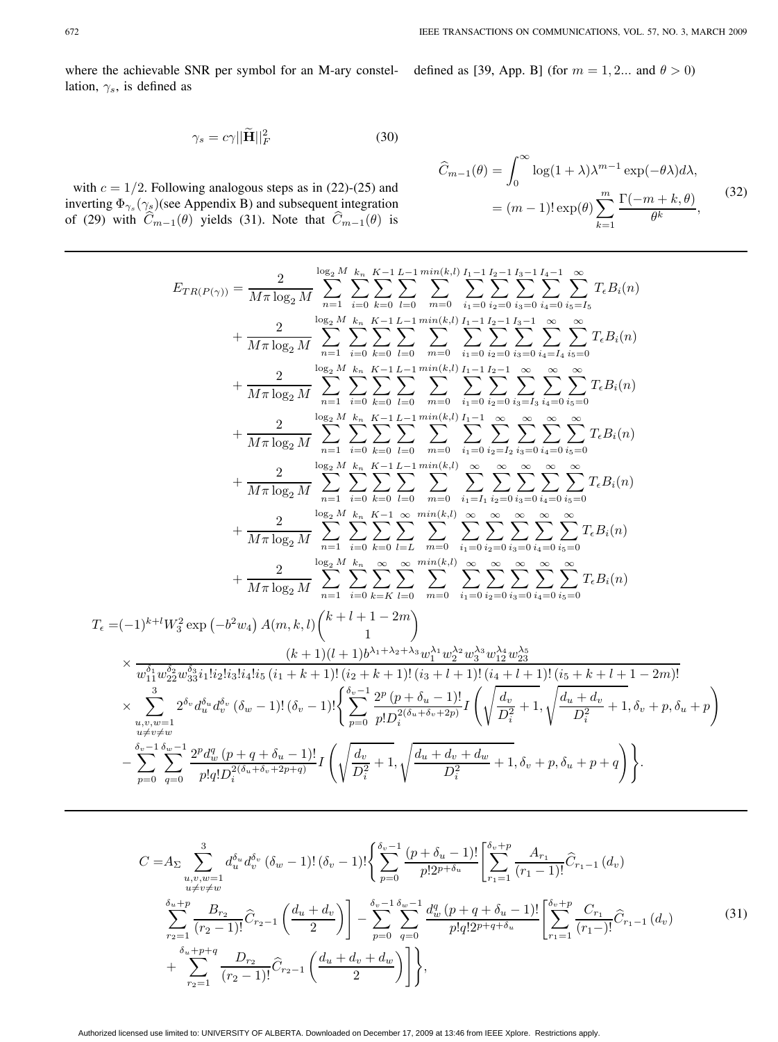where the achievable SNR per symbol for an M-ary constellation, $\gamma_s$, is defined as

$$\gamma_s = c\gamma ||\widetilde{\mathbf{H}}||_F^2 \tag{30}$$

with $c = 1/2$. Following analogous steps as in (22)-(25) and inverting $\Phi_{\gamma_s}(\gamma_s)$(see Appendix B) and subsequent integration of (29) with $\widehat{C}_{m-1}(\theta)$ yields (31). Note that $\widehat{C}_{m-1}(\theta)$ is defined as [39, App. B] (for $m = 1, 2...$ and $\theta > 0$)

$$\begin{aligned} \widehat{C}_{m-1}(\theta) &= \int_0^\infty \log(1+\lambda)\lambda^{m-1}\exp(-\theta\lambda)d\lambda, \\ &= (m-1)!\exp(\theta)\sum_{k=1}^{m}\frac{\Gamma(-m+k,\theta)}{\theta^k}, \end{aligned} \tag{32}$$

$$\begin{aligned}
E_{TR(P(\gamma))} =& \frac{2}{M\pi\log_2 M}\sum_{n=1}^{\log_2 M}\sum_{i=0}^{k_n}\sum_{k=0}^{K-1}\sum_{l=0}^{L-1}\sum_{m=0}^{min(k,l)}\sum_{i_1=0}^{I_1-1}\sum_{i_2=0}^{I_2-1}\sum_{i_3=0}^{I_3-1}\sum_{i_4=0}^{I_4-1}\sum_{i_5=I_5}^{\infty}T_\epsilon B_i(n) \\
&+ \frac{2}{M\pi\log_2 M}\sum_{n=1}^{\log_2 M}\sum_{i=0}^{k_n}\sum_{k=0}^{K-1}\sum_{l=0}^{L-1}\sum_{m=0}^{min(k,l)}\sum_{i_1=0}^{I_1-1}\sum_{i_2=0}^{I_2-1}\sum_{i_3=0}^{I_3-1}\sum_{i_4=I_4}^{\infty}\sum_{i_5=0}^{\infty}T_\epsilon B_i(n) \\
&+ \frac{2}{M\pi\log_2 M}\sum_{n=1}^{\log_2 M}\sum_{i=0}^{k_n}\sum_{k=0}^{K-1}\sum_{l=0}^{L-1}\sum_{m=0}^{min(k,l)}\sum_{i_1=0}^{I_1-1}\sum_{i_2=0}^{I_2-1}\sum_{i_3=I_3}^{\infty}\sum_{i_4=0}^{\infty}\sum_{i_5=0}^{\infty}T_\epsilon B_i(n) \\
&+ \frac{2}{M\pi\log_2 M}\sum_{n=1}^{\log_2 M}\sum_{i=0}^{k_n}\sum_{k=0}^{K-1}\sum_{l=0}^{L-1}\sum_{m=0}^{min(k,l)}\sum_{i_1=0}^{I_1-1}\sum_{i_2=I_2}^{\infty}\sum_{i_3=0}^{\infty}\sum_{i_4=0}^{\infty}\sum_{i_5=0}^{\infty}T_\epsilon B_i(n) \\
&+ \frac{2}{M\pi\log_2 M}\sum_{n=1}^{\log_2 M}\sum_{i=0}^{k_n}\sum_{k=0}^{K-1}\sum_{l=0}^{L-1}\sum_{m=0}^{min(k,l)}\sum_{i_1=I_1}^{\infty}\sum_{i_2=0}^{\infty}\sum_{i_3=0}^{\infty}\sum_{i_4=0}^{\infty}\sum_{i_5=0}^{\infty}T_\epsilon B_i(n) \\
&+ \frac{2}{M\pi\log_2 M}\sum_{n=1}^{\log_2 M}\sum_{i=0}^{k_n}\sum_{k=0}^{K-1}\sum_{l=L}^{\infty}\sum_{m=0}^{min(k,l)}\sum_{i_1=0}^{\infty}\sum_{i_2=0}^{\infty}\sum_{i_3=0}^{\infty}\sum_{i_4=0}^{\infty}\sum_{i_5=0}^{\infty}T_\epsilon B_i(n) \\
&+ \frac{2}{M\pi\log_2 M}\sum_{n=1}^{\log_2 M}\sum_{i=0}^{k_n}\sum_{k=K}^{\infty}\sum_{l=0}^{\infty}\sum_{m=0}^{min(k,l)}\sum_{i_1=0}^{\infty}\sum_{i_2=0}^{\infty}\sum_{i_3=0}^{\infty}\sum_{i_4=0}^{\infty}\sum_{i_5=0}^{\infty}T_\epsilon B_i(n)
\end{aligned}$$

$$\begin{aligned}
T_\epsilon =& (-1)^{k+l}W_3^2\exp\left(-b^2w_4\right)A(m,k,l)\binom{k+l+1-2m}{1} \\
&\times \frac{(k+1)(l+1)b^{\lambda_1+\lambda_2+\lambda_3}w_1^{\lambda_1}w_2^{\lambda_2}w_3^{\lambda_3}w_{12}^{\lambda_4}w_{23}^{\lambda_5}}{w_{11}^{\delta_1}w_{22}^{\delta_2}w_{33}^{\delta_3}i_1!i_2!i_3!i_4!i_5\left(i_1+k+1\right)!\left(i_2+k+1\right)!\left(i_3+l+1\right)!\left(i_4+l+1\right)!\left(i_5+k+l+1-2m\right)!} \\
&\times \sum_{\substack{u,v,w=1\\u\neq v\neq w}}^{3}2^{\delta_v}d_u^{\delta_u}d_v^{\delta_v}\left(\delta_w-1\right)!\left(\delta_v-1\right)!\left\{\sum_{p=0}^{\delta_v-1}\frac{2^p\left(p+\delta_u-1\right)!}{p!D_i^{2(\delta_u+\delta_v+2p)}}I\left(\sqrt{\frac{d_v}{D_i^2}+1},\sqrt{\frac{d_u+d_v}{D_i^2}+1},\delta_v+p,\delta_u+p\right)\right. \\
&\left. -\sum_{p=0}^{\delta_v-1}\sum_{q=0}^{\delta_w-1}\frac{2^pd_w^q\left(p+q+\delta_u-1\right)!}{p!q!D_i^{2(\delta_u+\delta_v+2p+q)}}I\left(\sqrt{\frac{d_v}{D_i^2}+1},\sqrt{\frac{d_u+d_v+d_w}{D_i^2}+1},\delta_v+p,\delta_u+p+q\right)\right\}.
\end{aligned}$$

$$\begin{aligned}
C =& A_\Sigma\sum_{\substack{u,v,w=1\\u\neq v\neq w}}^{3}d_u^{\delta_u}d_v^{\delta_v}\left(\delta_w-1\right)!\left(\delta_v-1\right)!\left\{\sum_{p=0}^{\delta_v-1}\frac{(p+\delta_u-1)!}{p!2^{p+\delta_u}}\left[\sum_{r_1=1}^{\delta_v+p}\frac{A_{r_1}}{(r_1-1)!}\widehat{C}_{r_1-1}\left(d_v\right)\right.\right. \\
&\left.\sum_{r_2=1}^{\delta_u+p}\frac{B_{r_2}}{(r_2-1)!}\widehat{C}_{r_2-1}\left(\frac{d_u+d_v}{2}\right)\right]-\sum_{p=0}^{\delta_v-1}\sum_{q=0}^{\delta_w-1}\frac{d_w^q\left(p+q+\delta_u-1\right)!}{p!q!2^{p+q+\delta_u}}\left[\sum_{r_1=1}^{\delta_v+p}\frac{C_{r_1}}{(r_1-)!}\widehat{C}_{r_1-1}\left(d_v\right)\right. \\
&\left.\left.+\sum_{r_2=1}^{\delta_u+p+q}\frac{D_{r_2}}{(r_2-1)!}\widehat{C}_{r_2-1}\left(\frac{d_u+d_v+d_w}{2}\right)\right]\right\},
\end{aligned} \tag{31}$$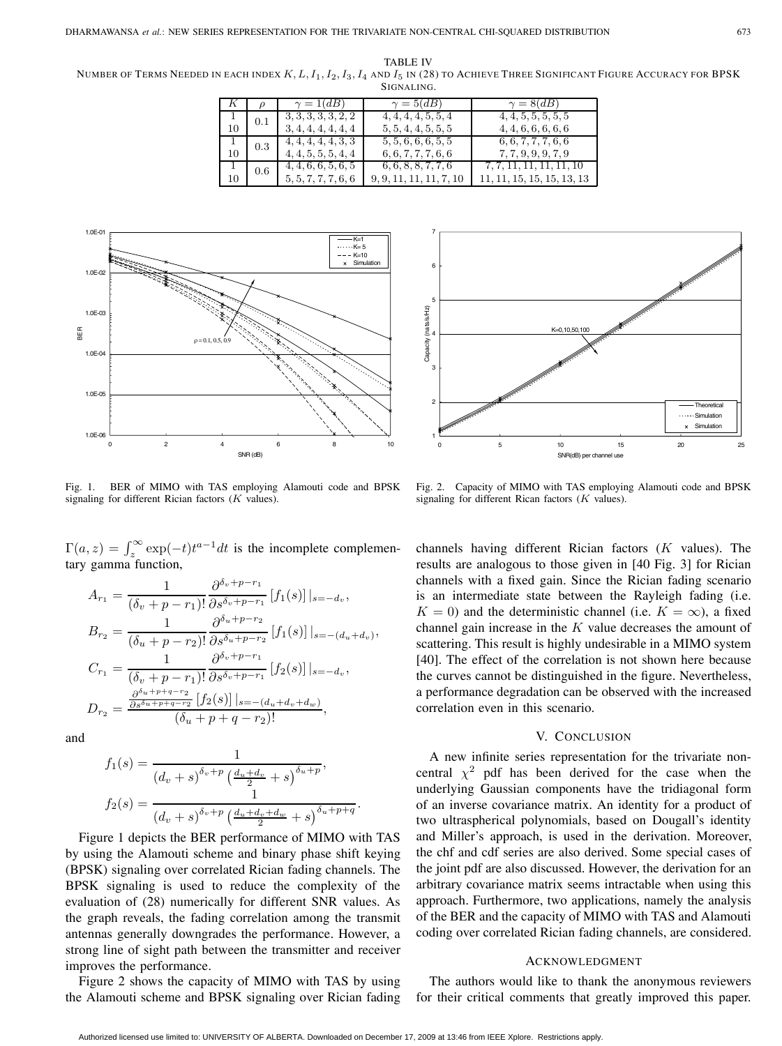TABLE IV
NUMBER OF TERMS NEEDED IN EACH INDEX $K, L, I_1, I_2, I_3, I_4$ AND $I_5$ IN (28) TO ACHIEVE THREE SIGNIFICANT FIGURE ACCURACY FOR BPSK SIGNALING.

| $K$ | $\rho$ | $\gamma = 1(dB)$ | $\gamma = 5(dB)$ | $\gamma = 8(dB)$ |
|---|---|---|---|---|
| 1 | 0.1 | 3, 3, 3, 3, 3, 2, 2 | 4, 4, 4, 4, 5, 5, 4 | 4, 4, 5, 5, 5, 5, 5 |
| 10 | | 3, 4, 4, 4, 4, 4, 4 | 5, 5, 4, 4, 5, 5, 5 | 4, 4, 6, 6, 6, 6, 6 |
| 1 | 0.3 | 4, 4, 4, 4, 4, 3, 3 | 5, 5, 6, 6, 6, 5, 5 | 6, 6, 7, 7, 7, 6, 6 |
| 10 | | 4, 4, 5, 5, 5, 4, 4 | 6, 6, 7, 7, 7, 6, 6 | 7, 7, 9, 9, 9, 7, 9 |
| 1 | 0.6 | 4, 4, 6, 6, 5, 6, 5 | 6, 6, 8, 8, 7, 7, 6 | 7, 7, 11, 11, 11, 11, 10 |
| 10 | | 5, 5, 7, 7, 7, 6, 6 | 9, 9, 11, 11, 11, 7, 10 | 11, 11, 15, 15, 15, 13, 13 |

Fig. 1. BER of MIMO with TAS employing Alamouti code and BPSK signaling for different Rician factors ($K$ values).

Fig. 2. Capacity of MIMO with TAS employing Alamouti code and BPSK signaling for different Rican factors ($K$ values).

$\Gamma(a, z) = \int_z^\infty \exp(-t)t^{a-1}dt$ is the incomplete complementary gamma function,

$$A_{r_1} = \frac{1}{(\delta_v + p - r_1)!}\frac{\partial^{\delta_v+p-r_1}}{\partial s^{\delta_v+p-r_1}}\left[f_1(s)\right]|_{s=-d_v},$$

$$B_{r_2} = \frac{1}{(\delta_u + p - r_2)!}\frac{\partial^{\delta_u+p-r_2}}{\partial s^{\delta_u+p-r_2}}\left[f_1(s)\right]|_{s=-(d_u+d_v)},$$

$$C_{r_1} = \frac{1}{(\delta_v + p - r_1)!}\frac{\partial^{\delta_v+p-r_1}}{\partial s^{\delta_v+p-r_1}}\left[f_2(s)\right]|_{s=-d_v},$$

$$D_{r_2} = \frac{\frac{\partial^{\delta_u+p+q-r_2}}{\partial s^{\delta_u+p+q-r_2}}\left[f_2(s)\right]|_{s=-(d_u+d_v+d_w)}}{(\delta_u + p + q - r_2)!},$$

and

$$f_1(s) = \frac{1}{(d_v+s)^{\delta_v+p}\left(\frac{d_u+d_v}{2}+s\right)^{\delta_u+p}},$$

$$f_2(s) = \frac{1}{(d_v+s)^{\delta_v+p}\left(\frac{d_u+d_v+d_w}{2}+s\right)^{\delta_u+p+q}}.$$

Figure 1 depicts the BER performance of MIMO with TAS by using the Alamouti scheme and binary phase shift keying (BPSK) signaling over correlated Rician fading channels. The BPSK signaling is used to reduce the complexity of the evaluation of (28) numerically for different SNR values. As the graph reveals, the fading correlation among the transmit antennas generally downgrades the performance. However, a strong line of sight path between the transmitter and receiver improves the performance.

Figure 2 shows the capacity of MIMO with TAS by using the Alamouti scheme and BPSK signaling over Rician fading channels having different Rician factors ($K$ values). The results are analogous to those given in [40 Fig. 3] for Rician channels with a fixed gain. Since the Rician fading scenario is an intermediate state between the Rayleigh fading (i.e. $K = 0$) and the deterministic channel (i.e. $K = \infty$), a fixed channel gain increase in the $K$ value decreases the amount of scattering. This result is highly undesirable in a MIMO system [40]. The effect of the correlation is not shown here because the curves cannot be distinguished in the figure. Nevertheless, a performance degradation can be observed with the increased correlation even in this scenario.

## V. CONCLUSION

A new infinite series representation for the trivariate non-central $\chi^2$ pdf has been derived for the case when the underlying Gaussian components have the tridiagonal form of an inverse covariance matrix. An identity for a product of two ultraspherical polynomials, based on Dougall's identity and Miller's approach, is used in the derivation. Moreover, the chf and cdf series are also derived. Some special cases of the joint pdf are also discussed. However, the derivation for an arbitrary covariance matrix seems intractable when using this approach. Furthermore, two applications, namely the analysis of the BER and the capacity of MIMO with TAS and Alamouti coding over correlated Rician fading channels, are considered.

## ACKNOWLEDGMENT

The authors would like to thank the anonymous reviewers for their critical comments that greatly improved this paper.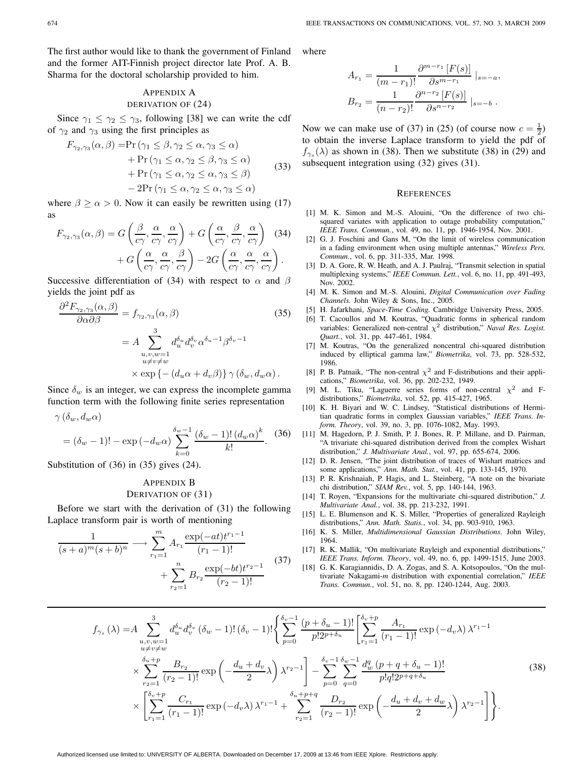The first author would like to thank the government of Finland and the former AIT-Finnish project director late Prof. A. B. Sharma for the doctoral scholarship provided to him.

## Appendix A
### Derivation of (24)

Since $\gamma_1 \leq \gamma_2 \leq \gamma_3$, following [38] we can write the cdf of $\gamma_2$ and $\gamma_3$ using the first principles as

$$
\begin{aligned}
F_{\gamma_2,\gamma_3}(\alpha,\beta) =& \Pr\left(\gamma_1 \leq \beta, \gamma_2 \leq \alpha, \gamma_3 \leq \alpha\right) \\
&+ \Pr\left(\gamma_1 \leq \alpha, \gamma_2 \leq \beta, \gamma_3 \leq \alpha\right) \\
&+ \Pr\left(\gamma_1 \leq \alpha, \gamma_2 \leq \alpha, \gamma_3 \leq \beta\right) \\
&- 2\Pr\left(\gamma_1 \leq \alpha, \gamma_2 \leq \alpha, \gamma_3 \leq \alpha\right)
\end{aligned}
\tag{33}
$$

where $\beta \geq \alpha > 0$. Now it can easily be rewritten using (17) as

$$
\begin{aligned}
F_{\gamma_2,\gamma_3}(\alpha,\beta) =& G\left(\frac{\beta}{c\gamma}, \frac{\alpha}{c\gamma}, \frac{\alpha}{c\gamma}\right) + G\left(\frac{\alpha}{c\gamma}, \frac{\beta}{c\gamma}, \frac{\alpha}{c\gamma}\right) \\
&+ G\left(\frac{\alpha}{c\gamma}, \frac{\alpha}{c\gamma}, \frac{\beta}{c\gamma}\right) - 2G\left(\frac{\alpha}{c\gamma}, \frac{\alpha}{c\gamma}, \frac{\alpha}{c\gamma}\right).
\end{aligned}
\tag{34}
$$

Successive differentiation of (34) with respect to $\alpha$ and $\beta$ yields the joint pdf as

$$
\begin{aligned}
\frac{\partial^2 F_{\gamma_2,\gamma_3}(\alpha,\beta)}{\partial\alpha\partial\beta} =& f_{\gamma_2,\gamma_3}(\alpha,\beta) \\
=& A \sum_{\substack{u,v,w=1 \\ u\neq v\neq w}}^{3} d_u^{\delta_u} d_v^{\delta_v} \alpha^{\delta_u - 1} \beta^{\delta_v - 1} \\
&\times \exp\left\{-\left(d_u\alpha + d_v\beta\right)\right\} \gamma\left(\delta_w, d_w\alpha\right).
\end{aligned}
\tag{35}
$$

Since $\delta_w$ is an integer, we can express the incomplete gamma function term with the following finite series representation

$$
\begin{aligned}
&\gamma\left(\delta_w, d_w\alpha\right) \\
&= \left(\delta_w - 1\right)! - \exp\left(-d_w\alpha\right) \sum_{k=0}^{\delta_w - 1} \frac{\left(\delta_w - 1\right)! \left(d_w\alpha\right)^k}{k!}.
\end{aligned}
\tag{36}
$$

Substitution of (36) in (35) gives (24).

## Appendix B
### Derivation of (31)

Before we start with the derivation of (31) the following Laplace transform pair is worth of mentioning

$$
\begin{aligned}
\frac{1}{(s+a)^m (s+b)^n} \longrightarrow& \sum_{r_1=1}^{m} A_{r_1} \frac{\exp(-at) t^{r_1 - 1}}{(r_1 - 1)!} \\
&+ \sum_{r_2=1}^{n} B_{r_2} \frac{\exp(-bt) t^{r_2 - 1}}{(r_2 - 1)!}
\end{aligned}
\tag{37}
$$

where

$$
A_{r_1} = \frac{1}{(m - r_1)!} \frac{\partial^{m - r_1}\left[F(s)\right]}{\partial s^{m - r_1}} \mid_{s=-a},
$$

$$
B_{r_2} = \frac{1}{(n - r_2)!} \frac{\partial^{n - r_2}\left[F(s)\right]}{\partial s^{n - r_2}} \mid_{s=-b}.
$$

Now we can make use of (37) in (25) (of course now $c = \frac{1}{2}$) to obtain the inverse Laplace transform to yield the pdf of $f_{\gamma_s}(\lambda)$ as shown in (38). Then we substitute (38) in (29) and subsequent integration using (32) gives (31).

$$
\begin{aligned}
f_{\gamma_s}(\lambda) =& A \sum_{\substack{u,v,w=1 \\ u\neq v\neq w}}^{3} d_u^{\delta_u} d_v^{\delta_v} \left(\delta_w - 1\right)! \left(\delta_v - 1\right)! \Bigg\{ \sum_{p=0}^{\delta_v - 1} \frac{\left(p + \delta_u - 1\right)!}{p! 2^{p + \delta_u}} \Bigg[ \sum_{r_1=1}^{\delta_v + p} \frac{A_{r_1}}{(r_1 - 1)!} \exp\left(-d_v\lambda\right) \lambda^{r_1 - 1} \\
&\times \sum_{r_2=1}^{\delta_u + p} \frac{B_{r_2}}{(r_2 - 1)!} \exp\left(-\frac{d_u + d_v}{2}\lambda\right) \lambda^{r_2 - 1} \Bigg] - \sum_{p=0}^{\delta_v - 1} \sum_{q=0}^{\delta_w - 1} \frac{d_w^q \left(p + q + \delta_u - 1\right)!}{p! q! 2^{p + q + \delta_u}} \\
&\times \Bigg[ \sum_{r_1=1}^{\delta_v + p} \frac{C_{r_1}}{(r_1 - 1)!} \exp\left(-d_v\lambda\right) \lambda^{r_1 - 1} + \sum_{r_2=1}^{\delta_u + p + q} \frac{D_{r_2}}{(r_2 - 1)!} \exp\left(-\frac{d_u + d_v + d_w}{2}\lambda\right) \lambda^{r_2 - 1} \Bigg] \Bigg\}.
\end{aligned}
\tag{38}
$$

## References

[1] M. K. Simon and M.-S. Alouini, "On the difference of two chi-squared variates with application to outage probability computation," *IEEE Trans. Commun.*, vol. 49, no. 11, pp. 1946-1954, Nov. 2001.

[2] G. J. Foschini and Gans M, "On the limit of wireless communication in a fading environment when using multiple antennas," *Wireless Pers. Commun.*, vol. 6, pp. 311-335, Mar. 1998.

[3] D. A. Gore, R. W. Heath, and A. J. Paulraj, "Transmit selection in spatial multiplexing systems," *IEEE Commun. Lett.*, vol. 6, no. 11, pp. 491-493, Nov. 2002.

[4] M. K. Simon and M.-S. Alouini, *Digital Communication over Fading Channels.* John Wiley & Sons, Inc., 2005.

[5] H. Jafarkhani, *Space-Time Coding.* Cambridge University Press, 2005.

[6] T. Cacoullos and M. Koutras, "Quadratic forms in spherical random variables: Generalized non-central $\chi^2$ distribution," *Naval Res. Logist. Quart.*, vol. 31, pp. 447-461, 1984.

[7] M. Koutras, "On the generalized noncentral chi-squared distribution induced by elliptical gamma law," *Biometrika*, vol. 73, pp. 528-532, 1986.

[8] P. B. Patnaik, "The non-central $\chi^2$ and F-distributions and their applications," *Biometrika*, vol. 36, pp. 202-232, 1949.

[9] M. L. Tiku, "Laguerre series forms of non-central $\chi^2$ and F-distributions," *Biometrika*, vol. 52, pp. 415-427, 1965.

[10] K. H. Biyari and W. C. Lindsey, "Statistical distributions of Hermitian quadratic forms in complex Gaussian variables," *IEEE Trans. Inform. Theory*, vol. 39, no. 3, pp. 1076-1082, May. 1993.

[11] M. Hagedorn, P. J. Smith, P. J. Bones, R. P. Millane, and D. Pairman, "A trivariate chi-squared distribution derived from the complex Wishart distribution," *J. Multivariate Anal.*, vol. 97, pp. 655-674, 2006.

[12] D. R. Jensen, "The joint distribution of traces of Wishart matrices and some applications," *Ann. Math. Stat.*, vol. 41, pp. 133-145, 1970.

[13] P. R. Krishnaiah, P. Hagis, and L. Steinberg, "A note on the bivariate chi distribution," *SIAM Rev.*, vol. 5, pp. 140-144, 1963.

[14] T. Royen, "Expansions for the multivariate chi-squared distribution," *J. Multivariate Anal.*, vol. 38, pp. 213-232, 1991.

[15] L. E. Blumenson and K. S. Miller, "Properties of generalized Rayleigh distributions," *Ann. Math. Statis.*, vol. 34, pp. 903-910, 1963.

[16] K. S. Miller, *Multidimensional Gaussian Distributions*. John Wiley, 1964.

[17] R. K. Mallik, "On multivariate Rayleigh and exponential distributions," *IEEE Trans. Inform. Theory*, vol. 49, no. 6, pp. 1499-1515, June 2003.

[18] G. K. Karagiannidis, D. A. Zogas, and S. A. Kotsopoulos, "On the multivariate Nakagami-*m* distribution with exponential correlation," *IEEE Trans. Commun.*, vol. 51, no. 8, pp. 1240-1244, Aug. 2003.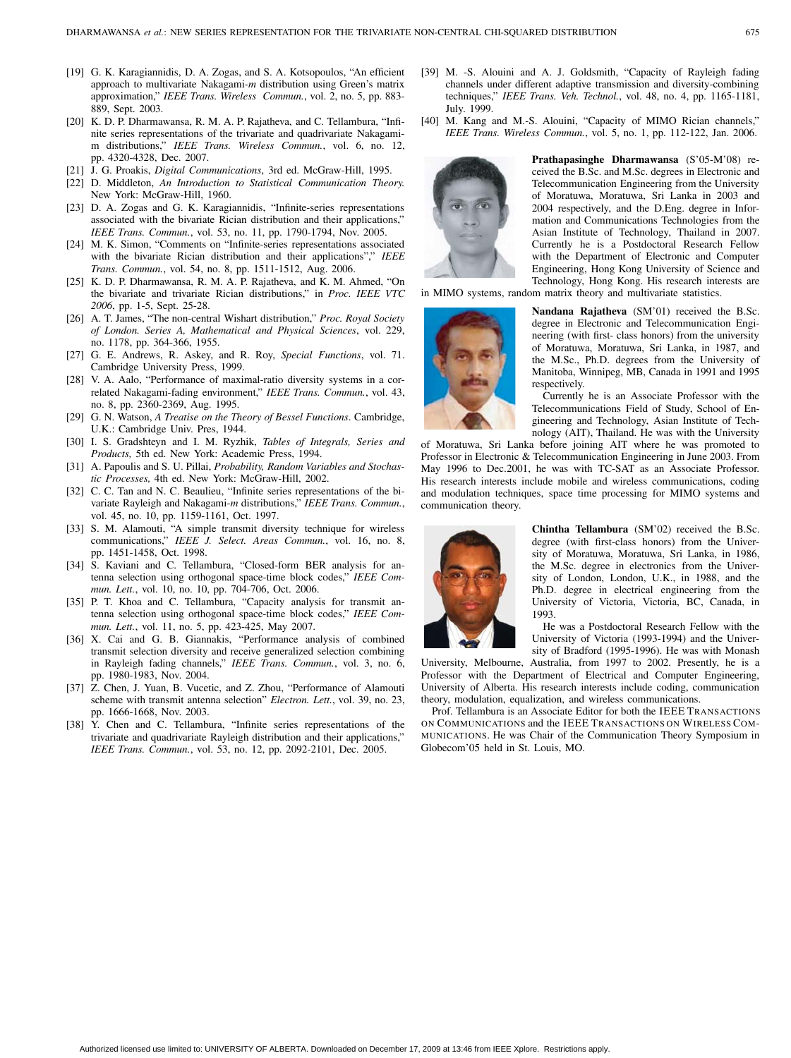[19] G. K. Karagiannidis, D. A. Zogas, and S. A. Kotsopoulos, "An efficient approach to multivariate Nakagami-*m* distribution using Green's matrix approximation," *IEEE Trans. Wireless Commun.*, vol. 2, no. 5, pp. 883-889, Sept. 2003.

[20] K. D. P. Dharmawansa, R. M. A. P. Rajatheva, and C. Tellambura, "Infinite series representations of the trivariate and quadrivariate Nakagami-m distributions," *IEEE Trans. Wireless Commun.*, vol. 6, no. 12, pp. 4320-4328, Dec. 2007.

[21] J. G. Proakis, *Digital Communications*, 3rd ed. McGraw-Hill, 1995.

[22] D. Middleton, *An Introduction to Statistical Communication Theory.* New York: McGraw-Hill, 1960.

[23] D. A. Zogas and G. K. Karagiannidis, "Infinite-series representations associated with the bivariate Rician distribution and their applications," *IEEE Trans. Commun.*, vol. 53, no. 11, pp. 1790-1794, Nov. 2005.

[24] M. K. Simon, "Comments on "Infinite-series representations associated with the bivariate Rician distribution and their applications"," *IEEE Trans. Commun.*, vol. 54, no. 8, pp. 1511-1512, Aug. 2006.

[25] K. D. P. Dharmawansa, R. M. A. P. Rajatheva, and K. M. Ahmed, "On the bivariate and trivariate Rician distributions," in *Proc. IEEE VTC 2006*, pp. 1-5, Sept. 25-28.

[26] A. T. James, "The non-central Wishart distribution," *Proc. Royal Society of London. Series A, Mathematical and Physical Sciences*, vol. 229, no. 1178, pp. 364-366, 1955.

[27] G. E. Andrews, R. Askey, and R. Roy, *Special Functions*, vol. 71. Cambridge University Press, 1999.

[28] V. A. Aalo, "Performance of maximal-ratio diversity systems in a correlated Nakagami-fading environment," *IEEE Trans. Commun.*, vol. 43, no. 8, pp. 2360-2369, Aug. 1995.

[29] G. N. Watson, *A Treatise on the Theory of Bessel Functions*. Cambridge, U.K.: Cambridge Univ. Pres, 1944.

[30] I. S. Gradshteyn and I. M. Ryzhik, *Tables of Integrals, Series and Products,* 5th ed. New York: Academic Press, 1994.

[31] A. Papoulis and S. U. Pillai, *Probability, Random Variables and Stochastic Processes,* 4th ed. New York: McGraw-Hill, 2002.

[32] C. C. Tan and N. C. Beaulieu, "Infinite series representations of the bivariate Rayleigh and Nakagami-*m* distributions," *IEEE Trans. Commun.*, vol. 45, no. 10, pp. 1159-1161, Oct. 1997.

[33] S. M. Alamouti, "A simple transmit diversity technique for wireless communications," *IEEE J. Select. Areas Commun.*, vol. 16, no. 8, pp. 1451-1458, Oct. 1998.

[34] S. Kaviani and C. Tellambura, "Closed-form BER analysis for antenna selection using orthogonal space-time block codes," *IEEE Commun. Lett.*, vol. 10, no. 10, pp. 704-706, Oct. 2006.

[35] P. T. Khoa and C. Tellambura, "Capacity analysis for transmit antenna selection using orthogonal space-time block codes," *IEEE Commun. Lett.*, vol. 11, no. 5, pp. 423-425, May 2007.

[36] X. Cai and G. B. Giannakis, "Performance analysis of combined transmit selection diversity and receive generalized selection combining in Rayleigh fading channels," *IEEE Trans. Commun.*, vol. 3, no. 6, pp. 1980-1983, Nov. 2004.

[37] Z. Chen, J. Yuan, B. Vucetic, and Z. Zhou, "Performance of Alamouti scheme with transmit antenna selection" *Electron. Lett.*, vol. 39, no. 23, pp. 1666-1668, Nov. 2003.

[38] Y. Chen and C. Tellambura, "Infinite series representations of the trivariate and quadrivariate Rayleigh distribution and their applications," *IEEE Trans. Commun.*, vol. 53, no. 12, pp. 2092-2101, Dec. 2005.

[39] M. -S. Alouini and A. J. Goldsmith, "Capacity of Rayleigh fading channels under different adaptive transmission and diversity-combining techniques," *IEEE Trans. Veh. Technol.*, vol. 48, no. 4, pp. 1165-1181, July. 1999.

[40] M. Kang and M.-S. Alouini, "Capacity of MIMO Rician channels," *IEEE Trans. Wireless Commun.*, vol. 5, no. 1, pp. 112-122, Jan. 2006.

**Prathapasinghe Dharmawansa** (S'05-M'08) received the B.Sc. and M.Sc. degrees in Electronic and Telecommunication Engineering from the University of Moratuwa, Moratuwa, Sri Lanka in 2003 and 2004 respectively, and the D.Eng. degree in Information and Communications Technologies from the Asian Institute of Technology, Thailand in 2007. Currently he is a Postdoctoral Research Fellow with the Department of Electronic and Computer Engineering, Hong Kong University of Science and Technology, Hong Kong. His research interests are in MIMO systems, random matrix theory and multivariate statistics.

**Nandana Rajatheva** (SM'01) received the B.Sc. degree in Electronic and Telecommunication Engineering (with first- class honors) from the university of Moratuwa, Moratuwa, Sri Lanka, in 1987, and the M.Sc., Ph.D. degrees from the University of Manitoba, Winnipeg, MB, Canada in 1991 and 1995 respectively.

Currently he is an Associate Professor with the Telecommunications Field of Study, School of Engineering and Technology, Asian Institute of Technology (AIT), Thailand. He was with the University of Moratuwa, Sri Lanka before joining AIT where he was promoted to Professor in Electronic & Telecommunication Engineering in June 2003. From May 1996 to Dec.2001, he was with TC-SAT as an Associate Professor. His research interests include mobile and wireless communications, coding and modulation techniques, space time processing for MIMO systems and communication theory.

**Chintha Tellambura** (SM'02) received the B.Sc. degree (with first-class honors) from the University of Moratuwa, Moratuwa, Sri Lanka, in 1986, the M.Sc. degree in electronics from the University of London, London, U.K., in 1988, and the Ph.D. degree in electrical engineering from the University of Victoria, Victoria, BC, Canada, in 1993.

He was a Postdoctoral Research Fellow with the University of Victoria (1993-1994) and the University of Bradford (1995-1996). He was with Monash University, Melbourne, Australia, from 1997 to 2002. Presently, he is a Professor with the Department of Electrical and Computer Engineering, University of Alberta. His research interests include coding, communication theory, modulation, equalization, and wireless communications.

Prof. Tellambura is an Associate Editor for both the IEEE TRANSACTIONS ON COMMUNICATIONS and the IEEE TRANSACTIONS ON WIRELESS COMMUNICATIONS. He was Chair of the Communication Theory Symposium in Globecom'05 held in St. Louis, MO.